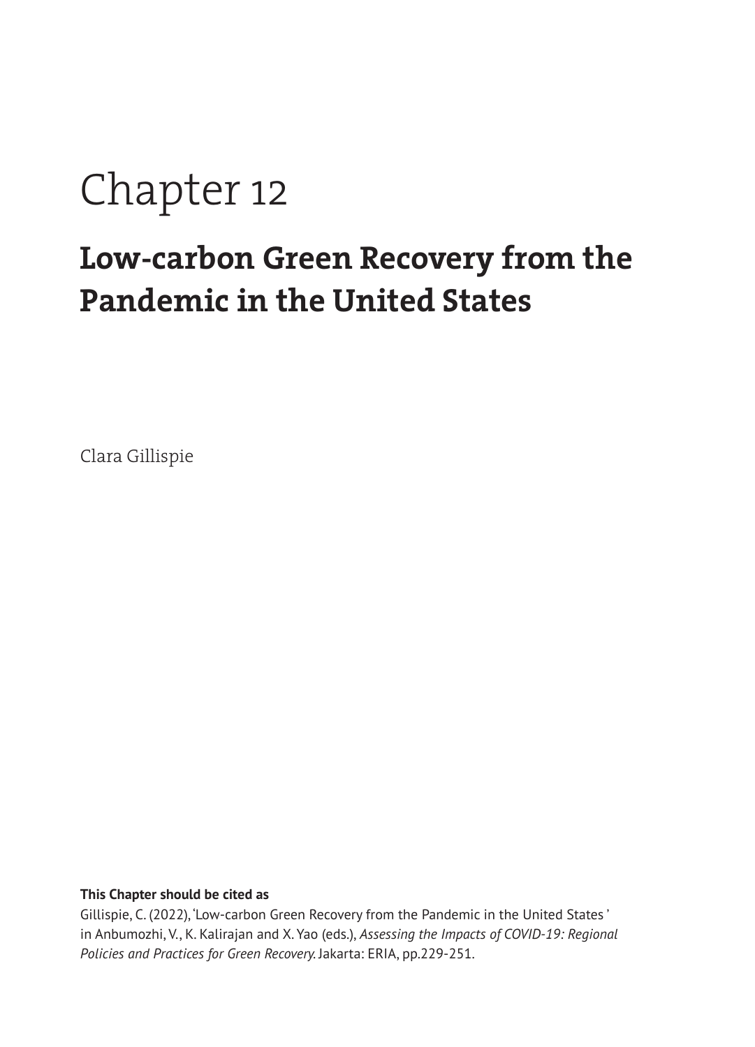# Chapter 12

## Low-carbon Green Recovery from the Pandemic in the United States

Clara Gillispie

**This Chapter should be cited as**

Gillispie, C. (2022), 'Low-carbon Green Recovery from the Pandemic in the United States ' in Anbumozhi, V., K. Kalirajan and X. Yao (eds.), *Assessing the Impacts of COVID-19: Regional Policies and Practices for Green Recovery.* Jakarta: ERIA, pp.229-251.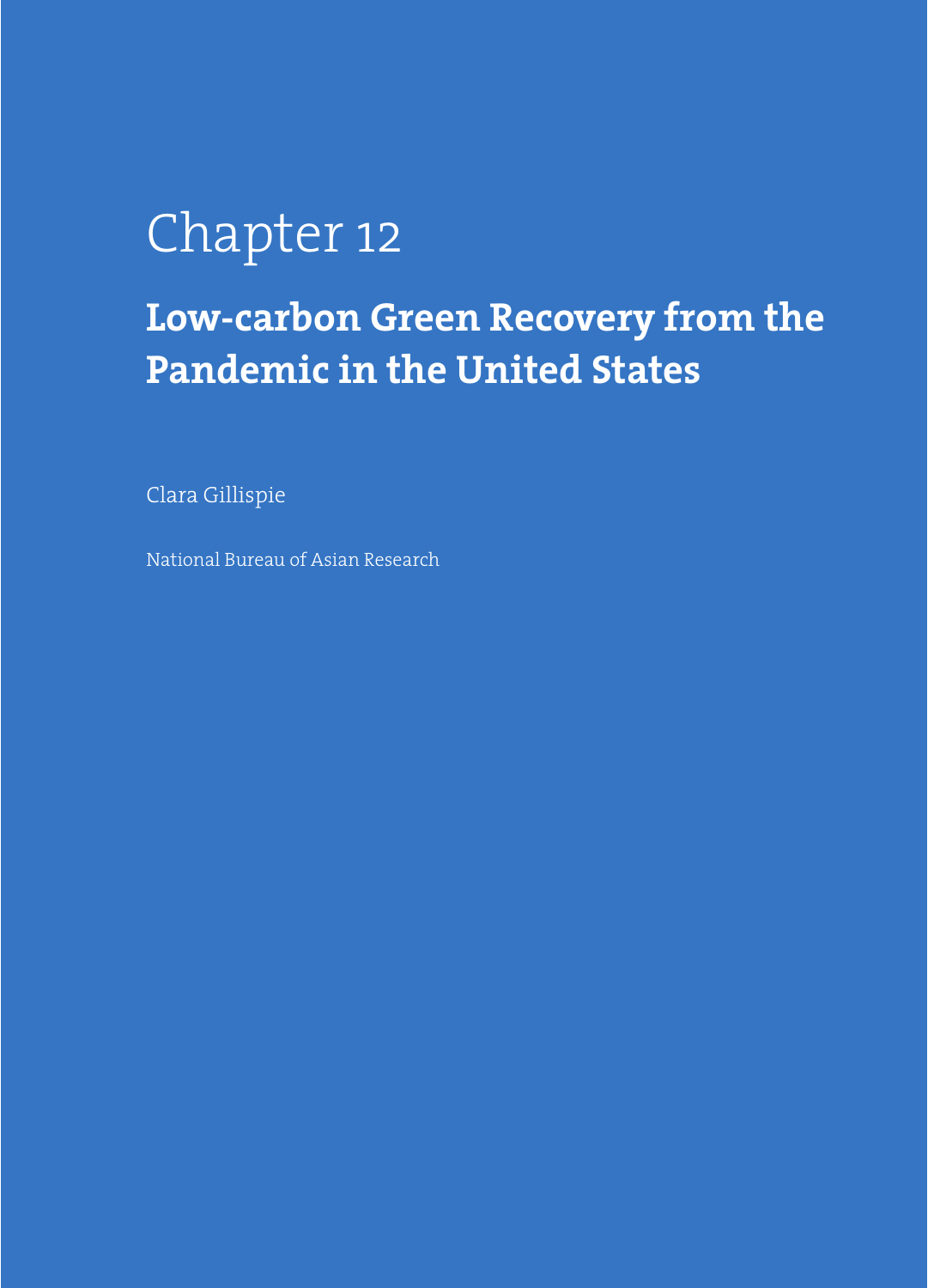# Chapter 12

## Low-carbon Green Recovery from the Pandemic in the United States

Clara Gillispie

National Bureau of Asian Research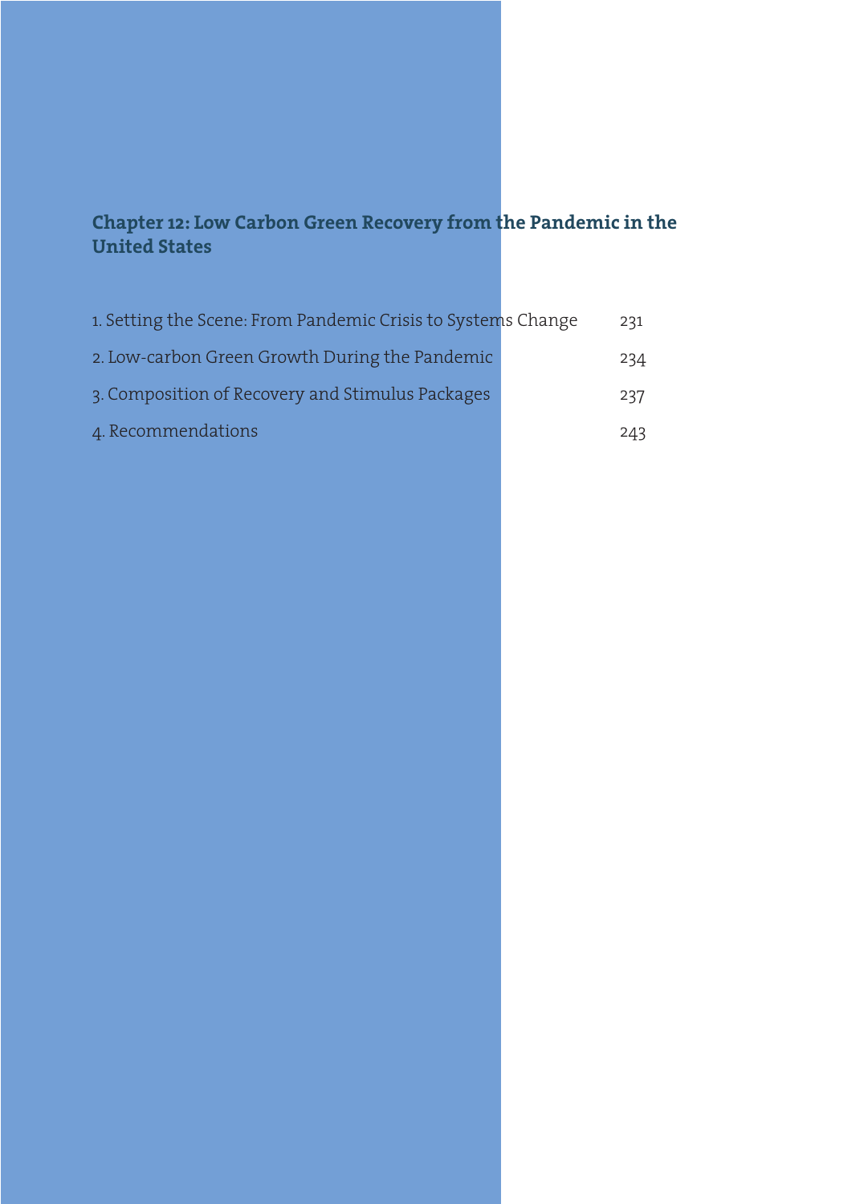## Chapter 12: Low Carbon Green Recovery from the Pandemic in the United States

| | |
|---|---|
| 1. Setting the Scene: From Pandemic Crisis to Systems Change | 231 |
| 2. Low-carbon Green Growth During the Pandemic | 234 |
| 3. Composition of Recovery and Stimulus Packages | 237 |
| 4. Recommendations | 243 |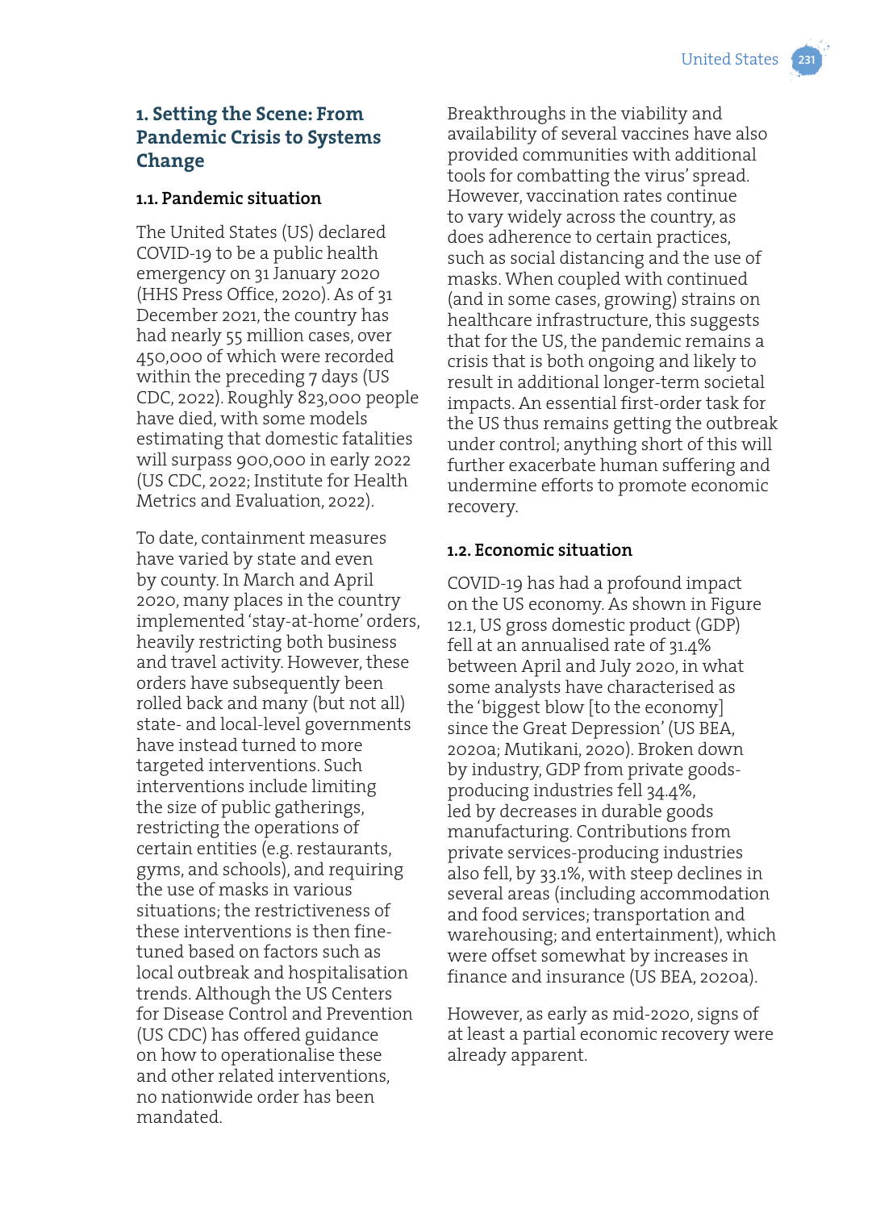## 1. Setting the Scene: From Pandemic Crisis to Systems Change

### 1.1. Pandemic situation

The United States (US) declared COVID-19 to be a public health emergency on 31 January 2020 (HHS Press Office, 2020). As of 31 December 2021, the country has had nearly 55 million cases, over 450,000 of which were recorded within the preceding 7 days (US CDC, 2022). Roughly 823,000 people have died, with some models estimating that domestic fatalities will surpass 900,000 in early 2022 (US CDC, 2022; Institute for Health Metrics and Evaluation, 2022).

To date, containment measures have varied by state and even by county. In March and April 2020, many places in the country implemented 'stay-at-home' orders, heavily restricting both business and travel activity. However, these orders have subsequently been rolled back and many (but not all) state- and local-level governments have instead turned to more targeted interventions. Such interventions include limiting the size of public gatherings, restricting the operations of certain entities (e.g. restaurants, gyms, and schools), and requiring the use of masks in various situations; the restrictiveness of these interventions is then fine-tuned based on factors such as local outbreak and hospitalisation trends. Although the US Centers for Disease Control and Prevention (US CDC) has offered guidance on how to operationalise these and other related interventions, no nationwide order has been mandated.

Breakthroughs in the viability and availability of several vaccines have also provided communities with additional tools for combatting the virus' spread. However, vaccination rates continue to vary widely across the country, as does adherence to certain practices, such as social distancing and the use of masks. When coupled with continued (and in some cases, growing) strains on healthcare infrastructure, this suggests that for the US, the pandemic remains a crisis that is both ongoing and likely to result in additional longer-term societal impacts. An essential first-order task for the US thus remains getting the outbreak under control; anything short of this will further exacerbate human suffering and undermine efforts to promote economic recovery.

### 1.2. Economic situation

COVID-19 has had a profound impact on the US economy. As shown in Figure 12.1, US gross domestic product (GDP) fell at an annualised rate of 31.4% between April and July 2020, in what some analysts have characterised as the 'biggest blow [to the economy] since the Great Depression' (US BEA, 2020a; Mutikani, 2020). Broken down by industry, GDP from private goods-producing industries fell 34.4%, led by decreases in durable goods manufacturing. Contributions from private services-producing industries also fell, by 33.1%, with steep declines in several areas (including accommodation and food services; transportation and warehousing; and entertainment), which were offset somewhat by increases in finance and insurance (US BEA, 2020a).

However, as early as mid-2020, signs of at least a partial economic recovery were already apparent.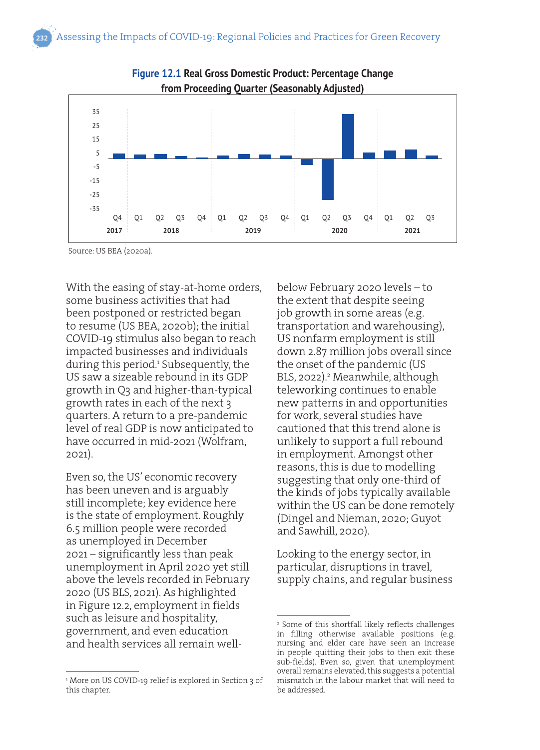**Figure 12.1** Real Gross Domestic Product: Percentage Change from Proceeding Quarter (Seasonably Adjusted)

Source: US BEA (2020a).

With the easing of stay-at-home orders, some business activities that had been postponed or restricted began to resume (US BEA, 2020b); the initial COVID-19 stimulus also began to reach impacted businesses and individuals during this period.[1] Subsequently, the US saw a sizeable rebound in its GDP growth in Q3 and higher-than-typical growth rates in each of the next 3 quarters. A return to a pre-pandemic level of real GDP is now anticipated to have occurred in mid-2021 (Wolfram, 2021).

Even so, the US' economic recovery has been uneven and is arguably still incomplete; key evidence here is the state of employment. Roughly 6.5 million people were recorded as unemployed in December 2021 – significantly less than peak unemployment in April 2020 yet still above the levels recorded in February 2020 (US BLS, 2021). As highlighted in Figure 12.2, employment in fields such as leisure and hospitality, government, and even education and health services all remain well-below February 2020 levels – to the extent that despite seeing job growth in some areas (e.g. transportation and warehousing), US nonfarm employment is still down 2.87 million jobs overall since the onset of the pandemic (US BLS, 2022).[2] Meanwhile, although teleworking continues to enable new patterns in and opportunities for work, several studies have cautioned that this trend alone is unlikely to support a full rebound in employment. Amongst other reasons, this is due to modelling suggesting that only one-third of the kinds of jobs typically available within the US can be done remotely (Dingel and Nieman, 2020; Guyot and Sawhill, 2020).

Looking to the energy sector, in particular, disruptions in travel, supply chains, and regular business

[1] More on US COVID-19 relief is explored in Section 3 of this chapter.

[2] Some of this shortfall likely reflects challenges in filling otherwise available positions (e.g. nursing and elder care have seen an increase in people quitting their jobs to then exit these sub-fields). Even so, given that unemployment overall remains elevated, this suggests a potential mismatch in the labour market that will need to be addressed.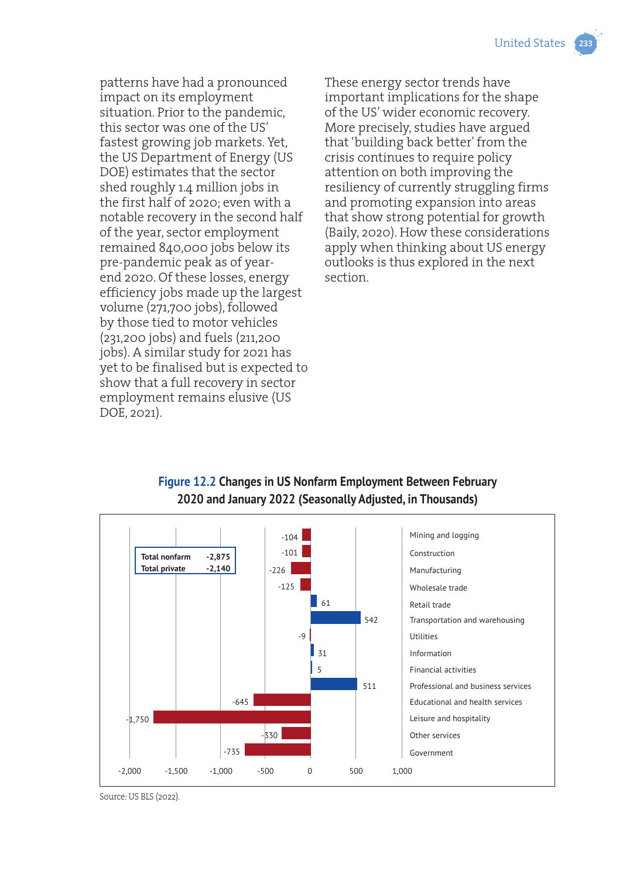patterns have had a pronounced impact on its employment situation. Prior to the pandemic, this sector was one of the US' fastest growing job markets. Yet, the US Department of Energy (US DOE) estimates that the sector shed roughly 1.4 million jobs in the first half of 2020; even with a notable recovery in the second half of the year, sector employment remained 840,000 jobs below its pre-pandemic peak as of year-end 2020. Of these losses, energy efficiency jobs made up the largest volume (271,700 jobs), followed by those tied to motor vehicles (231,200 jobs) and fuels (211,200 jobs). A similar study for 2021 has yet to be finalised but is expected to show that a full recovery in sector employment remains elusive (US DOE, 2021).

These energy sector trends have important implications for the shape of the US' wider economic recovery. More precisely, studies have argued that 'building back better' from the crisis continues to require policy attention on both improving the resiliency of currently struggling firms and promoting expansion into areas that show strong potential for growth (Baily, 2020). How these considerations apply when thinking about US energy outlooks is thus explored in the next section.

**Figure 12.2 Changes in US Nonfarm Employment Between February 2020 and January 2022 (Seasonally Adjusted, in Thousands)**

| Total nonfarm | -2,875 |
|---|---|
| Total private | -2,140 |

| Sector | Change |
|---|---|
| Mining and logging | -104 |
| Construction | -101 |
| Manufacturing | -226 |
| Wholesale trade | -125 |
| Retail trade | 61 |
| Transportation and warehousing | 542 |
| Utilities | -9 |
| Information | 31 |
| Financial activities | 5 |
| Professional and business services | 511 |
| Educational and health services | -645 |
| Leisure and hospitality | -1,750 |
| Other services | -330 |
| Government | -735 |

Source: US BLS (2022).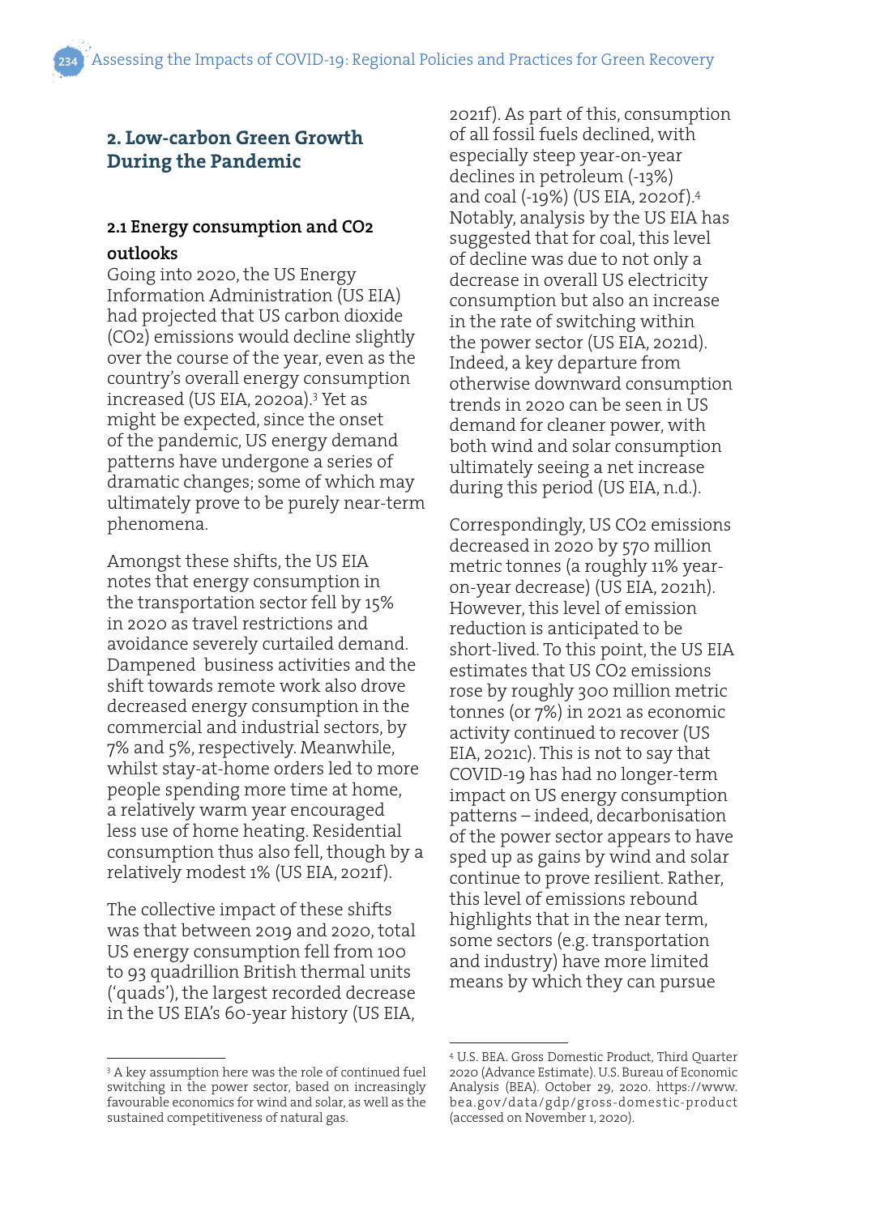## 2. Low-carbon Green Growth During the Pandemic

### 2.1 Energy consumption and CO2 outlooks

Going into 2020, the US Energy Information Administration (US EIA) had projected that US carbon dioxide ($CO_2$) emissions would decline slightly over the course of the year, even as the country's overall energy consumption increased (US EIA, 2020a).[3] Yet as might be expected, since the onset of the pandemic, US energy demand patterns have undergone a series of dramatic changes; some of which may ultimately prove to be purely near-term phenomena.

Amongst these shifts, the US EIA notes that energy consumption in the transportation sector fell by 15% in 2020 as travel restrictions and avoidance severely curtailed demand. Dampened business activities and the shift towards remote work also drove decreased energy consumption in the commercial and industrial sectors, by 7% and 5%, respectively. Meanwhile, whilst stay-at-home orders led to more people spending more time at home, a relatively warm year encouraged less use of home heating. Residential consumption thus also fell, though by a relatively modest 1% (US EIA, 2021f).

The collective impact of these shifts was that between 2019 and 2020, total US energy consumption fell from 100 to 93 quadrillion British thermal units ('quads'), the largest recorded decrease in the US EIA's 60-year history (US EIA, 2021f). As part of this, consumption of all fossil fuels declined, with especially steep year-on-year declines in petroleum (-13%) and coal (-19%) (US EIA, 2020f).[4] Notably, analysis by the US EIA has suggested that for coal, this level of decline was due to not only a decrease in overall US electricity consumption but also an increase in the rate of switching within the power sector (US EIA, 2021d). Indeed, a key departure from otherwise downward consumption trends in 2020 can be seen in US demand for cleaner power, with both wind and solar consumption ultimately seeing a net increase during this period (US EIA, n.d.).

Correspondingly, US $CO_2$ emissions decreased in 2020 by 570 million metric tonnes (a roughly 11% year-on-year decrease) (US EIA, 2021h). However, this level of emission reduction is anticipated to be short-lived. To this point, the US EIA estimates that US $CO_2$ emissions rose by roughly 300 million metric tonnes (or 7%) in 2021 as economic activity continued to recover (US EIA, 2021c). This is not to say that COVID-19 has had no longer-term impact on US energy consumption patterns – indeed, decarbonisation of the power sector appears to have sped up as gains by wind and solar continue to prove resilient. Rather, this level of emissions rebound highlights that in the near term, some sectors (e.g. transportation and industry) have more limited means by which they can pursue

---

[3] A key assumption here was the role of continued fuel switching in the power sector, based on increasingly favourable economics for wind and solar, as well as the sustained competitiveness of natural gas.

[4] U.S. BEA. Gross Domestic Product, Third Quarter 2020 (Advance Estimate). U.S. Bureau of Economic Analysis (BEA). October 29, 2020. https://www.bea.gov/data/gdp/gross-domestic-product (accessed on November 1, 2020).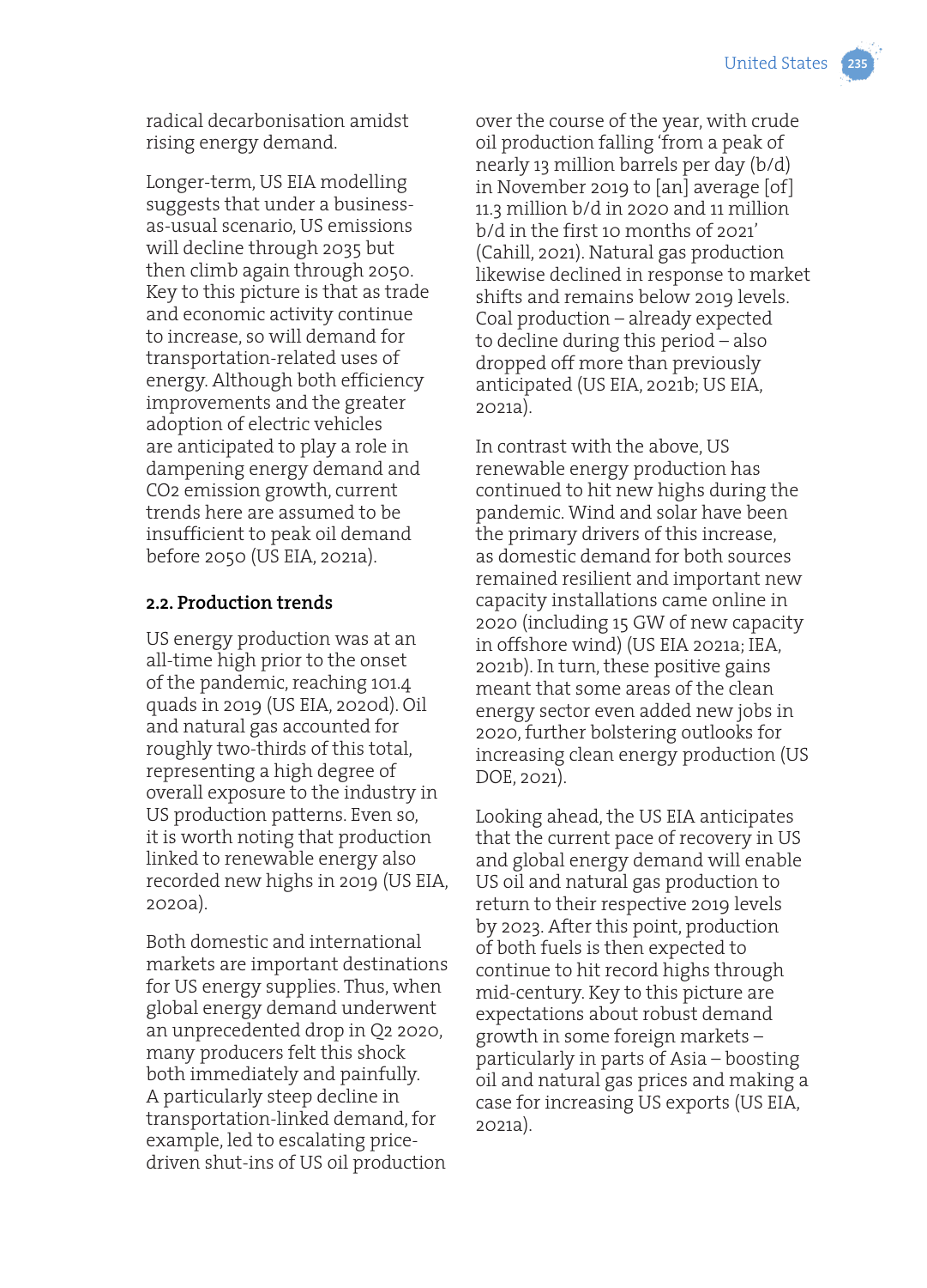radical decarbonisation amidst rising energy demand.

Longer-term, US EIA modelling suggests that under a business-as-usual scenario, US emissions will decline through 2035 but then climb again through 2050. Key to this picture is that as trade and economic activity continue to increase, so will demand for transportation-related uses of energy. Although both efficiency improvements and the greater adoption of electric vehicles are anticipated to play a role in dampening energy demand and $CO_2$ emission growth, current trends here are assumed to be insufficient to peak oil demand before 2050 (US EIA, 2021a).

### 2.2. Production trends

US energy production was at an all-time high prior to the onset of the pandemic, reaching 101.4 quads in 2019 (US EIA, 2020d). Oil and natural gas accounted for roughly two-thirds of this total, representing a high degree of overall exposure to the industry in US production patterns. Even so, it is worth noting that production linked to renewable energy also recorded new highs in 2019 (US EIA, 2020a).

Both domestic and international markets are important destinations for US energy supplies. Thus, when global energy demand underwent an unprecedented drop in Q2 2020, many producers felt this shock both immediately and painfully. A particularly steep decline in transportation-linked demand, for example, led to escalating price-driven shut-ins of US oil production over the course of the year, with crude oil production falling 'from a peak of nearly 13 million barrels per day (b/d) in November 2019 to [an] average [of] 11.3 million b/d in 2020 and 11 million b/d in the first 10 months of 2021' (Cahill, 2021). Natural gas production likewise declined in response to market shifts and remains below 2019 levels. Coal production – already expected to decline during this period – also dropped off more than previously anticipated (US EIA, 2021b; US EIA, 2021a).

In contrast with the above, US renewable energy production has continued to hit new highs during the pandemic. Wind and solar have been the primary drivers of this increase, as domestic demand for both sources remained resilient and important new capacity installations came online in 2020 (including 15 GW of new capacity in offshore wind) (US EIA 2021a; IEA, 2021b). In turn, these positive gains meant that some areas of the clean energy sector even added new jobs in 2020, further bolstering outlooks for increasing clean energy production (US DOE, 2021).

Looking ahead, the US EIA anticipates that the current pace of recovery in US and global energy demand will enable US oil and natural gas production to return to their respective 2019 levels by 2023. After this point, production of both fuels is then expected to continue to hit record highs through mid-century. Key to this picture are expectations about robust demand growth in some foreign markets – particularly in parts of Asia – boosting oil and natural gas prices and making a case for increasing US exports (US EIA, 2021a).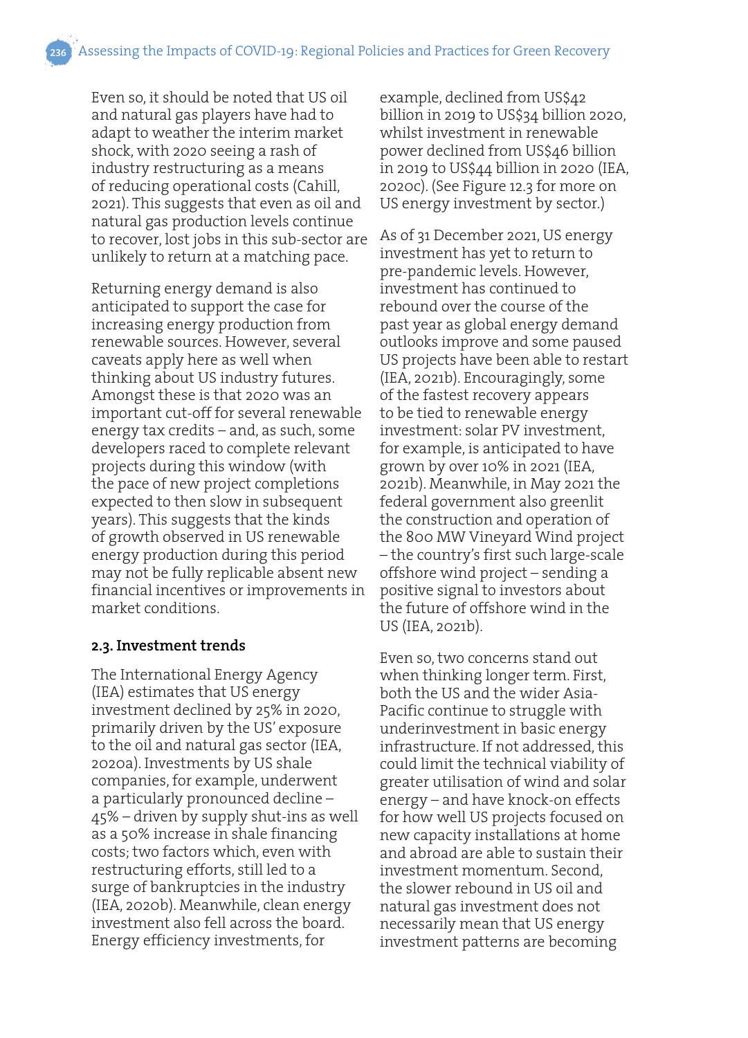Even so, it should be noted that US oil and natural gas players have had to adapt to weather the interim market shock, with 2020 seeing a rash of industry restructuring as a means of reducing operational costs (Cahill, 2021). This suggests that even as oil and natural gas production levels continue to recover, lost jobs in this sub-sector are unlikely to return at a matching pace.

Returning energy demand is also anticipated to support the case for increasing energy production from renewable sources. However, several caveats apply here as well when thinking about US industry futures. Amongst these is that 2020 was an important cut-off for several renewable energy tax credits – and, as such, some developers raced to complete relevant projects during this window (with the pace of new project completions expected to then slow in subsequent years). This suggests that the kinds of growth observed in US renewable energy production during this period may not be fully replicable absent new financial incentives or improvements in market conditions.

### 2.3. Investment trends

The International Energy Agency (IEA) estimates that US energy investment declined by 25% in 2020, primarily driven by the US' exposure to the oil and natural gas sector (IEA, 2020a). Investments by US shale companies, for example, underwent a particularly pronounced decline – 45% – driven by supply shut-ins as well as a 50% increase in shale financing costs; two factors which, even with restructuring efforts, still led to a surge of bankruptcies in the industry (IEA, 2020b). Meanwhile, clean energy investment also fell across the board. Energy efficiency investments, for example, declined from US$42 billion in 2019 to US$34 billion 2020, whilst investment in renewable power declined from US$46 billion in 2019 to US$44 billion in 2020 (IEA, 2020c). (See Figure 12.3 for more on US energy investment by sector.)

As of 31 December 2021, US energy investment has yet to return to pre-pandemic levels. However, investment has continued to rebound over the course of the past year as global energy demand outlooks improve and some paused US projects have been able to restart (IEA, 2021b). Encouragingly, some of the fastest recovery appears to be tied to renewable energy investment: solar PV investment, for example, is anticipated to have grown by over 10% in 2021 (IEA, 2021b). Meanwhile, in May 2021 the federal government also greenlit the construction and operation of the 800 MW Vineyard Wind project – the country's first such large-scale offshore wind project – sending a positive signal to investors about the future of offshore wind in the US (IEA, 2021b).

Even so, two concerns stand out when thinking longer term. First, both the US and the wider Asia-Pacific continue to struggle with underinvestment in basic energy infrastructure. If not addressed, this could limit the technical viability of greater utilisation of wind and solar energy – and have knock-on effects for how well US projects focused on new capacity installations at home and abroad are able to sustain their investment momentum. Second, the slower rebound in US oil and natural gas investment does not necessarily mean that US energy investment patterns are becoming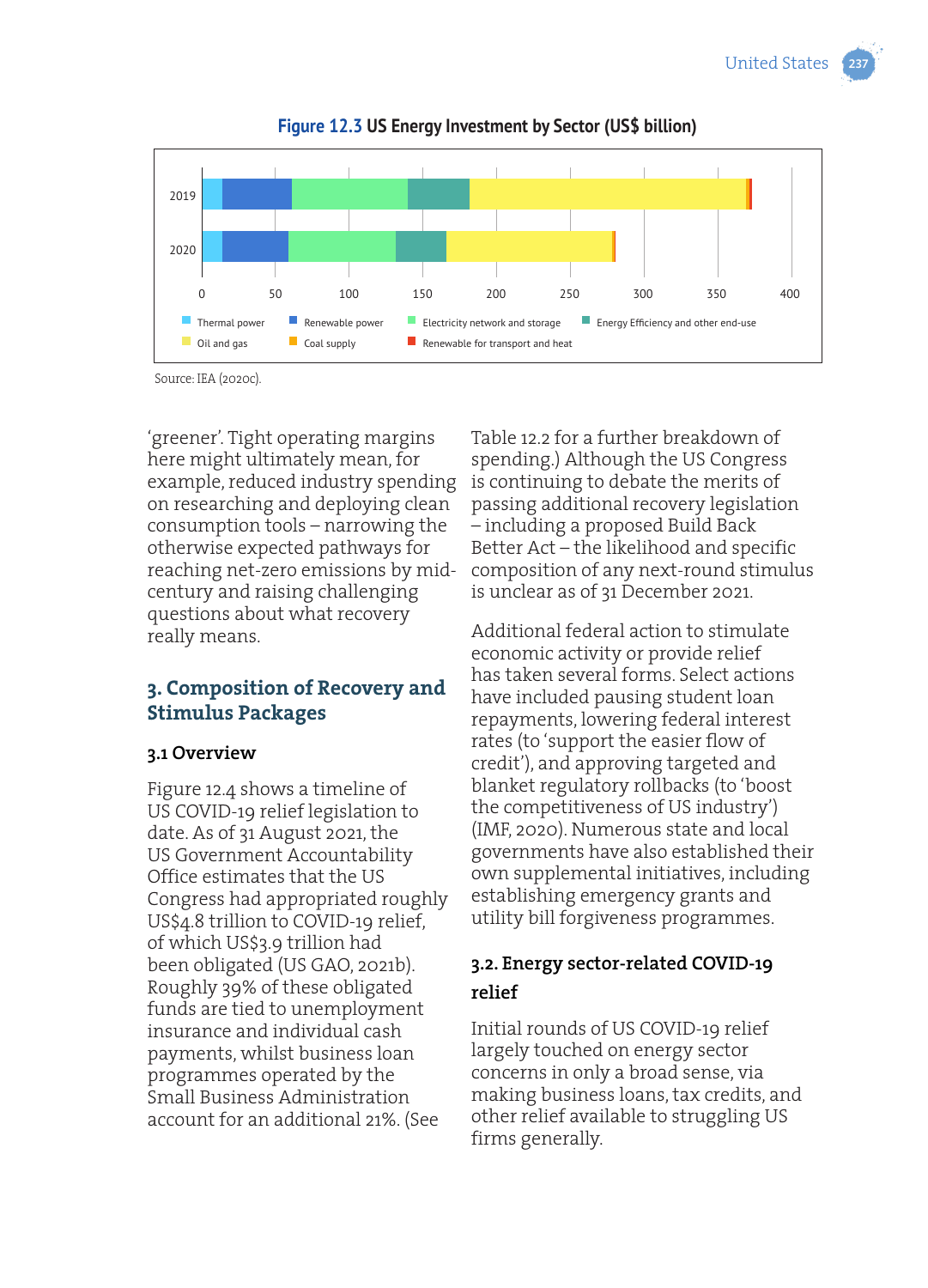**Figure 12.3** US Energy Investment by Sector (US$ billion)

Source: IEA (2020c).

'greener'. Tight operating margins here might ultimately mean, for example, reduced industry spending on researching and deploying clean consumption tools – narrowing the otherwise expected pathways for reaching net-zero emissions by mid-century and raising challenging questions about what recovery really means.

## 3. Composition of Recovery and Stimulus Packages

### 3.1 Overview

Figure 12.4 shows a timeline of US COVID-19 relief legislation to date. As of 31 August 2021, the US Government Accountability Office estimates that the US Congress had appropriated roughly US$4.8 trillion to COVID-19 relief, of which US$3.9 trillion had been obligated (US GAO, 2021b). Roughly 39% of these obligated funds are tied to unemployment insurance and individual cash payments, whilst business loan programmes operated by the Small Business Administration account for an additional 21%. (See Table 12.2 for a further breakdown of spending.) Although the US Congress is continuing to debate the merits of passing additional recovery legislation – including a proposed Build Back Better Act – the likelihood and specific composition of any next-round stimulus is unclear as of 31 December 2021.

Additional federal action to stimulate economic activity or provide relief has taken several forms. Select actions have included pausing student loan repayments, lowering federal interest rates (to 'support the easier flow of credit'), and approving targeted and blanket regulatory rollbacks (to 'boost the competitiveness of US industry') (IMF, 2020). Numerous state and local governments have also established their own supplemental initiatives, including establishing emergency grants and utility bill forgiveness programmes.

### 3.2. Energy sector-related COVID-19 relief

Initial rounds of US COVID-19 relief largely touched on energy sector concerns in only a broad sense, via making business loans, tax credits, and other relief available to struggling US firms generally.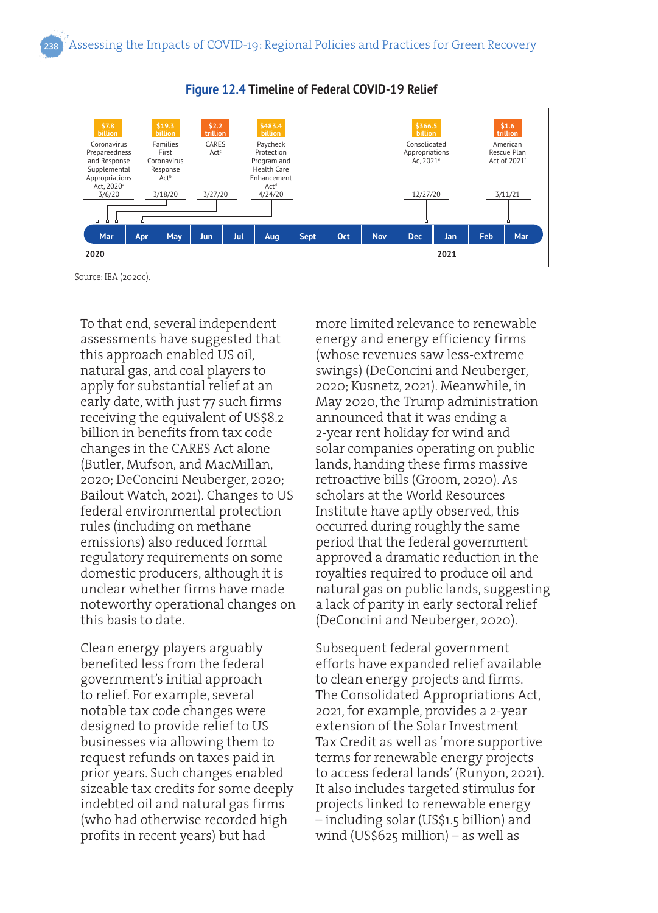**Figure 12.4 Timeline of Federal COVID-19 Relief**

| Amount | Legislation | Date |
|---|---|---|
| $7.8 billion | Coronavirus Preparedness and Response Supplemental Appropriations Act, 2020[a] | 3/6/20 |
| $19.3 billion | Families First Coronavirus Response Act[b] | 3/18/20 |
| $2.2 trillion | CARES Act[c] | 3/27/20 |
| $483.4 billion | Paycheck Protection Program and Health Care Enhancement Act[d] | 4/24/20 |
| $366.5 billion | Consolidated Appropriations Ac, 2021[e] | 12/27/20 |
| $1.6 trillion | American Rescue Plan Act of 2021[f] | 3/11/21 |

Timeline: Mar, Apr, May, Jun, Jul, Aug, Sept, Oct, Nov, Dec (2020); Jan, Feb, Mar (2021)

Source: IEA (2020c).

To that end, several independent assessments have suggested that this approach enabled US oil, natural gas, and coal players to apply for substantial relief at an early date, with just 77 such firms receiving the equivalent of US$8.2 billion in benefits from tax code changes in the CARES Act alone (Butler, Mufson, and MacMillan, 2020; DeConcini Neuberger, 2020; Bailout Watch, 2021). Changes to US federal environmental protection rules (including on methane emissions) also reduced formal regulatory requirements on some domestic producers, although it is unclear whether firms have made noteworthy operational changes on this basis to date.

Clean energy players arguably benefited less from the federal government's initial approach to relief. For example, several notable tax code changes were designed to provide relief to US businesses via allowing them to request refunds on taxes paid in prior years. Such changes enabled sizeable tax credits for some deeply indebted oil and natural gas firms (who had otherwise recorded high profits in recent years) but had more limited relevance to renewable energy and energy efficiency firms (whose revenues saw less-extreme swings) (DeConcini and Neuberger, 2020; Kusnetz, 2021). Meanwhile, in May 2020, the Trump administration announced that it was ending a 2-year rent holiday for wind and solar companies operating on public lands, handing these firms massive retroactive bills (Groom, 2020). As scholars at the World Resources Institute have aptly observed, this occurred during roughly the same period that the federal government approved a dramatic reduction in the royalties required to produce oil and natural gas on public lands, suggesting a lack of parity in early sectoral relief (DeConcini and Neuberger, 2020).

Subsequent federal government efforts have expanded relief available to clean energy projects and firms. The Consolidated Appropriations Act, 2021, for example, provides a 2-year extension of the Solar Investment Tax Credit as well as 'more supportive terms for renewable energy projects to access federal lands' (Runyon, 2021). It also includes targeted stimulus for projects linked to renewable energy – including solar (US$1.5 billion) and wind (US$625 million) – as well as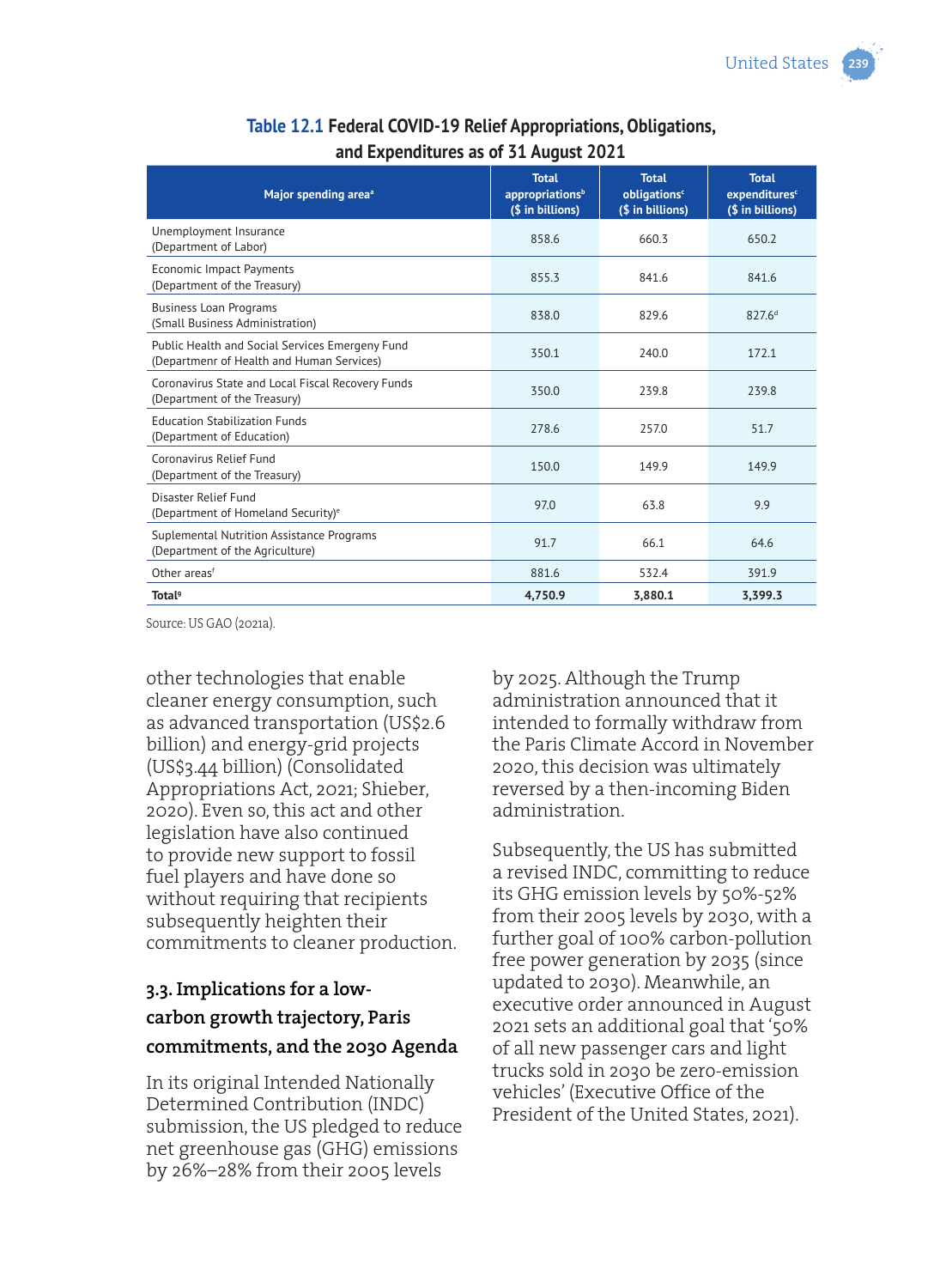**Table 12.1** Federal COVID-19 Relief Appropriations, Obligations, and Expenditures as of 31 August 2021

| Major spending area[a] | Total appropriations[b] ($ in billions) | Total obligations[c] ($ in billions) | Total expenditures[c] ($ in billions) |
|---|---|---|---|
| Unemployment Insurance (Department of Labor) | 858.6 | 660.3 | 650.2 |
| Economic Impact Payments (Department of the Treasury) | 855.3 | 841.6 | 841.6 |
| Business Loan Programs (Small Business Administration) | 838.0 | 829.6 | 827.6[d] |
| Public Health and Social Services Emergeny Fund (Departmenr of Health and Human Services) | 350.1 | 240.0 | 172.1 |
| Coronavirus State and Local Fiscal Recovery Funds (Department of the Treasury) | 350.0 | 239.8 | 239.8 |
| Education Stabilization Funds (Department of Education) | 278.6 | 257.0 | 51.7 |
| Coronavirus Relief Fund (Department of the Treasury) | 150.0 | 149.9 | 149.9 |
| Disaster Relief Fund (Department of Homeland Security)[e] | 97.0 | 63.8 | 9.9 |
| Suplemental Nutrition Assistance Programs (Department of the Agriculture) | 91.7 | 66.1 | 64.6 |
| Other areas[f] | 881.6 | 532.4 | 391.9 |
| **Total[g]** | **4,750.9** | **3,880.1** | **3,399.3** |

Source: US GAO (2021a).

other technologies that enable cleaner energy consumption, such as advanced transportation (US$2.6 billion) and energy-grid projects (US$3.44 billion) (Consolidated Appropriations Act, 2021; Shieber, 2020). Even so, this act and other legislation have also continued to provide new support to fossil fuel players and have done so without requiring that recipients subsequently heighten their commitments to cleaner production.

### 3.3. Implications for a low-carbon growth trajectory, Paris commitments, and the 2030 Agenda

In its original Intended Nationally Determined Contribution (INDC) submission, the US pledged to reduce net greenhouse gas (GHG) emissions by 26%–28% from their 2005 levels by 2025. Although the Trump administration announced that it intended to formally withdraw from the Paris Climate Accord in November 2020, this decision was ultimately reversed by a then-incoming Biden administration.

Subsequently, the US has submitted a revised INDC, committing to reduce its GHG emission levels by 50%-52% from their 2005 levels by 2030, with a further goal of 100% carbon-pollution free power generation by 2035 (since updated to 2030). Meanwhile, an executive order announced in August 2021 sets an additional goal that '50% of all new passenger cars and light trucks sold in 2030 be zero-emission vehicles' (Executive Office of the President of the United States, 2021).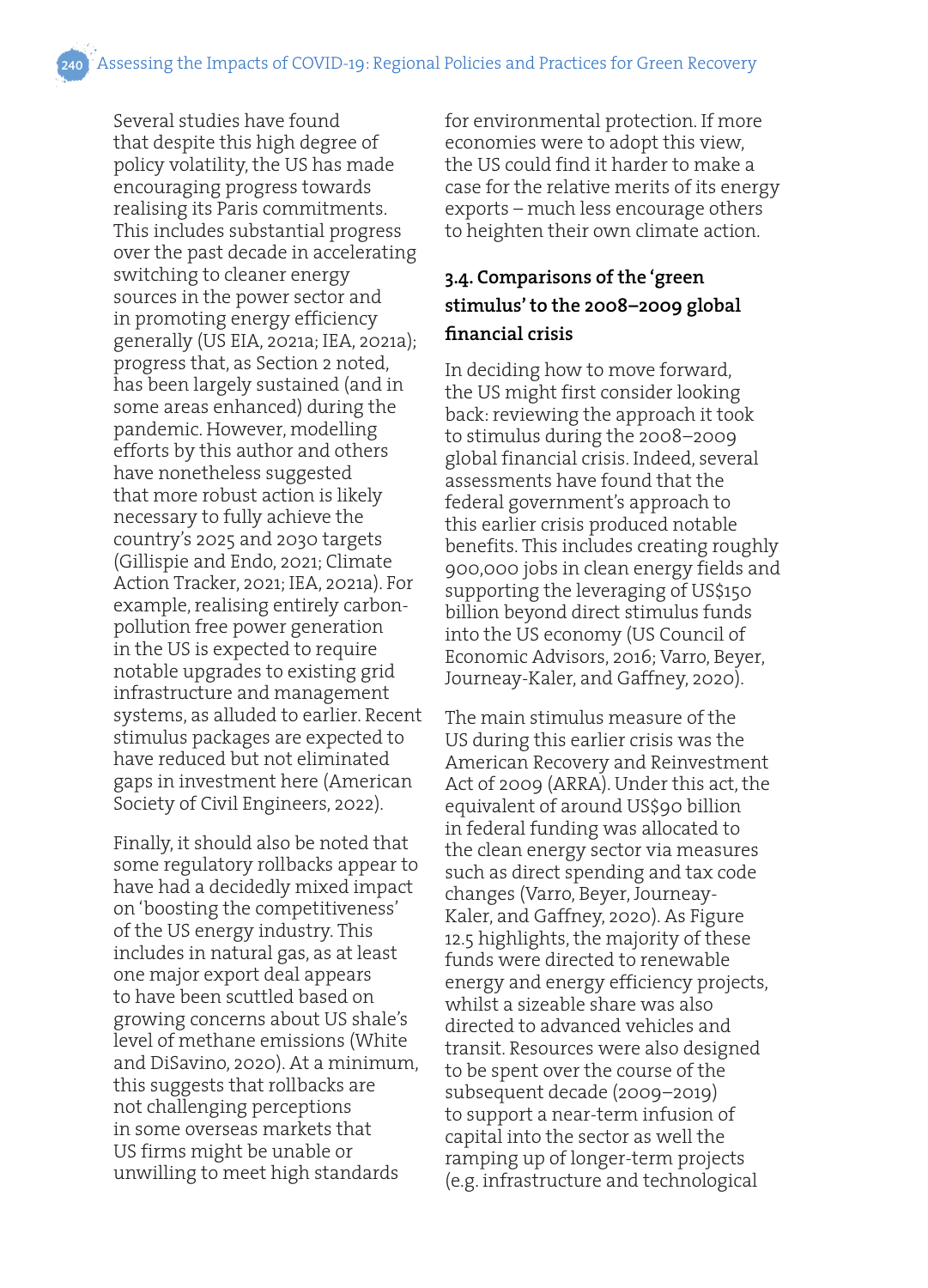Several studies have found that despite this high degree of policy volatility, the US has made encouraging progress towards realising its Paris commitments. This includes substantial progress over the past decade in accelerating switching to cleaner energy sources in the power sector and in promoting energy efficiency generally (US EIA, 2021a; IEA, 2021a); progress that, as Section 2 noted, has been largely sustained (and in some areas enhanced) during the pandemic. However, modelling efforts by this author and others have nonetheless suggested that more robust action is likely necessary to fully achieve the country's 2025 and 2030 targets (Gillispie and Endo, 2021; Climate Action Tracker, 2021; IEA, 2021a). For example, realising entirely carbon-pollution free power generation in the US is expected to require notable upgrades to existing grid infrastructure and management systems, as alluded to earlier. Recent stimulus packages are expected to have reduced but not eliminated gaps in investment here (American Society of Civil Engineers, 2022).

Finally, it should also be noted that some regulatory rollbacks appear to have had a decidedly mixed impact on 'boosting the competitiveness' of the US energy industry. This includes in natural gas, as at least one major export deal appears to have been scuttled based on growing concerns about US shale's level of methane emissions (White and DiSavino, 2020). At a minimum, this suggests that rollbacks are not challenging perceptions in some overseas markets that US firms might be unable or unwilling to meet high standards for environmental protection. If more economies were to adopt this view, the US could find it harder to make a case for the relative merits of its energy exports – much less encourage others to heighten their own climate action.

### 3.4. Comparisons of the 'green stimulus' to the 2008–2009 global financial crisis

In deciding how to move forward, the US might first consider looking back: reviewing the approach it took to stimulus during the 2008–2009 global financial crisis. Indeed, several assessments have found that the federal government's approach to this earlier crisis produced notable benefits. This includes creating roughly 900,000 jobs in clean energy fields and supporting the leveraging of US$150 billion beyond direct stimulus funds into the US economy (US Council of Economic Advisors, 2016; Varro, Beyer, Journeay-Kaler, and Gaffney, 2020).

The main stimulus measure of the US during this earlier crisis was the American Recovery and Reinvestment Act of 2009 (ARRA). Under this act, the equivalent of around US$90 billion in federal funding was allocated to the clean energy sector via measures such as direct spending and tax code changes (Varro, Beyer, Journeay-Kaler, and Gaffney, 2020). As Figure 12.5 highlights, the majority of these funds were directed to renewable energy and energy efficiency projects, whilst a sizeable share was also directed to advanced vehicles and transit. Resources were also designed to be spent over the course of the subsequent decade (2009–2019) to support a near-term infusion of capital into the sector as well the ramping up of longer-term projects (e.g. infrastructure and technological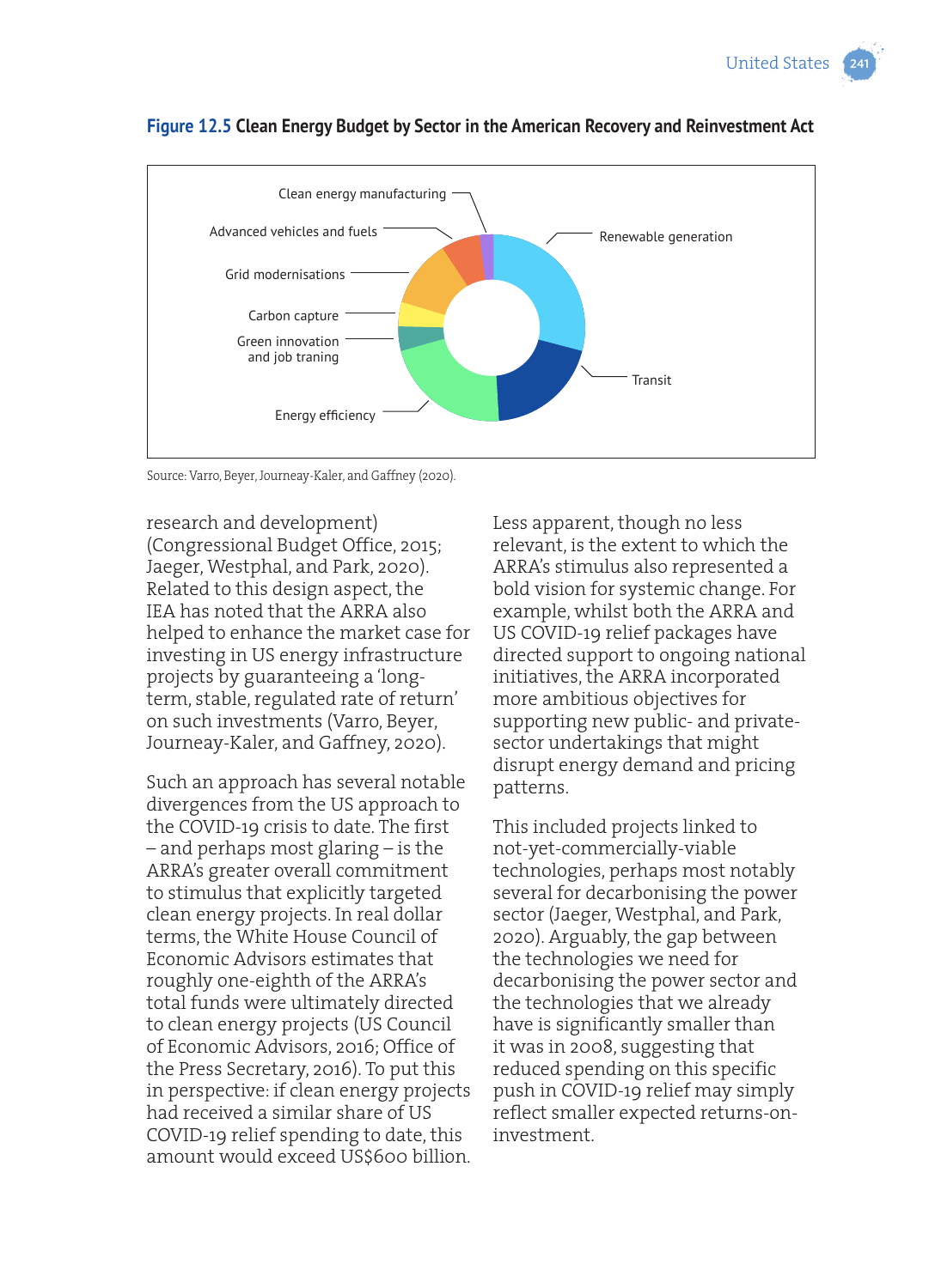**Figure 12.5 Clean Energy Budget by Sector in the American Recovery and Reinvestment Act**

Clean energy manufacturing

Advanced vehicles and fuels

Grid modernisations

Carbon capture

Green innovation and job traning

Energy efficiency

Renewable generation

Transit

Source: Varro, Beyer, Journeay-Kaler, and Gaffney (2020).

research and development) (Congressional Budget Office, 2015; Jaeger, Westphal, and Park, 2020). Related to this design aspect, the IEA has noted that the ARRA also helped to enhance the market case for investing in US energy infrastructure projects by guaranteeing a 'long-term, stable, regulated rate of return' on such investments (Varro, Beyer, Journeay-Kaler, and Gaffney, 2020).

Such an approach has several notable divergences from the US approach to the COVID-19 crisis to date. The first – and perhaps most glaring – is the ARRA's greater overall commitment to stimulus that explicitly targeted clean energy projects. In real dollar terms, the White House Council of Economic Advisors estimates that roughly one-eighth of the ARRA's total funds were ultimately directed to clean energy projects (US Council of Economic Advisors, 2016; Office of the Press Secretary, 2016). To put this in perspective: if clean energy projects had received a similar share of US COVID-19 relief spending to date, this amount would exceed US$600 billion.

Less apparent, though no less relevant, is the extent to which the ARRA's stimulus also represented a bold vision for systemic change. For example, whilst both the ARRA and US COVID-19 relief packages have directed support to ongoing national initiatives, the ARRA incorporated more ambitious objectives for supporting new public- and private-sector undertakings that might disrupt energy demand and pricing patterns.

This included projects linked to not-yet-commercially-viable technologies, perhaps most notably several for decarbonising the power sector (Jaeger, Westphal, and Park, 2020). Arguably, the gap between the technologies we need for decarbonising the power sector and the technologies that we already have is significantly smaller than it was in 2008, suggesting that reduced spending on this specific push in COVID-19 relief may simply reflect smaller expected returns-on-investment.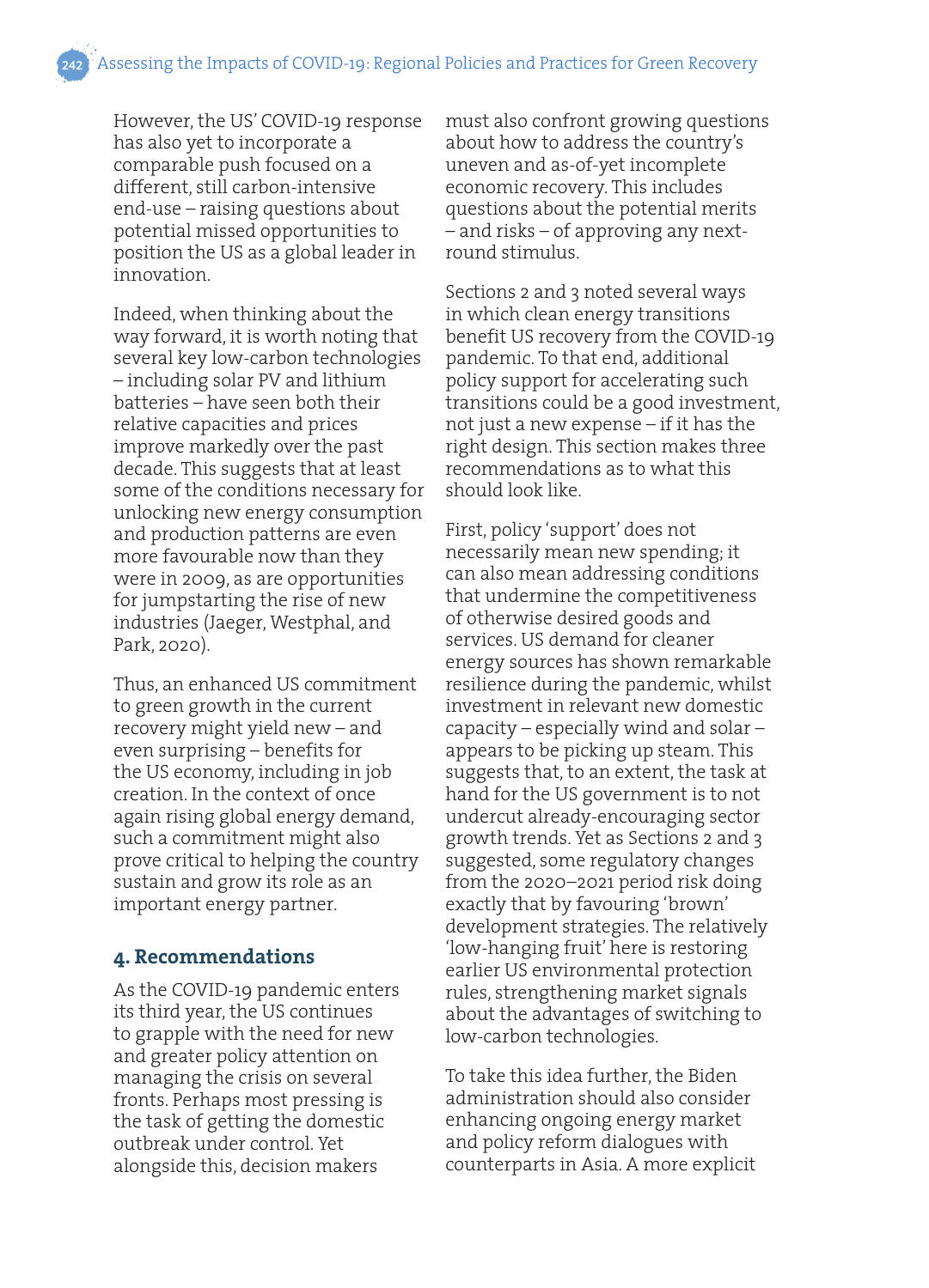However, the US' COVID-19 response has also yet to incorporate a comparable push focused on a different, still carbon-intensive end-use – raising questions about potential missed opportunities to position the US as a global leader in innovation.

Indeed, when thinking about the way forward, it is worth noting that several key low-carbon technologies – including solar PV and lithium batteries – have seen both their relative capacities and prices improve markedly over the past decade. This suggests that at least some of the conditions necessary for unlocking new energy consumption and production patterns are even more favourable now than they were in 2009, as are opportunities for jumpstarting the rise of new industries (Jaeger, Westphal, and Park, 2020).

Thus, an enhanced US commitment to green growth in the current recovery might yield new – and even surprising – benefits for the US economy, including in job creation. In the context of once again rising global energy demand, such a commitment might also prove critical to helping the country sustain and grow its role as an important energy partner.

## 4. Recommendations

As the COVID-19 pandemic enters its third year, the US continues to grapple with the need for new and greater policy attention on managing the crisis on several fronts. Perhaps most pressing is the task of getting the domestic outbreak under control. Yet alongside this, decision makers must also confront growing questions about how to address the country's uneven and as-of-yet incomplete economic recovery. This includes questions about the potential merits – and risks – of approving any next-round stimulus.

Sections 2 and 3 noted several ways in which clean energy transitions benefit US recovery from the COVID-19 pandemic. To that end, additional policy support for accelerating such transitions could be a good investment, not just a new expense – if it has the right design. This section makes three recommendations as to what this should look like.

First, policy 'support' does not necessarily mean new spending; it can also mean addressing conditions that undermine the competitiveness of otherwise desired goods and services. US demand for cleaner energy sources has shown remarkable resilience during the pandemic, whilst investment in relevant new domestic capacity – especially wind and solar – appears to be picking up steam. This suggests that, to an extent, the task at hand for the US government is to not undercut already-encouraging sector growth trends. Yet as Sections 2 and 3 suggested, some regulatory changes from the 2020–2021 period risk doing exactly that by favouring 'brown' development strategies. The relatively 'low-hanging fruit' here is restoring earlier US environmental protection rules, strengthening market signals about the advantages of switching to low-carbon technologies.

To take this idea further, the Biden administration should also consider enhancing ongoing energy market and policy reform dialogues with counterparts in Asia. A more explicit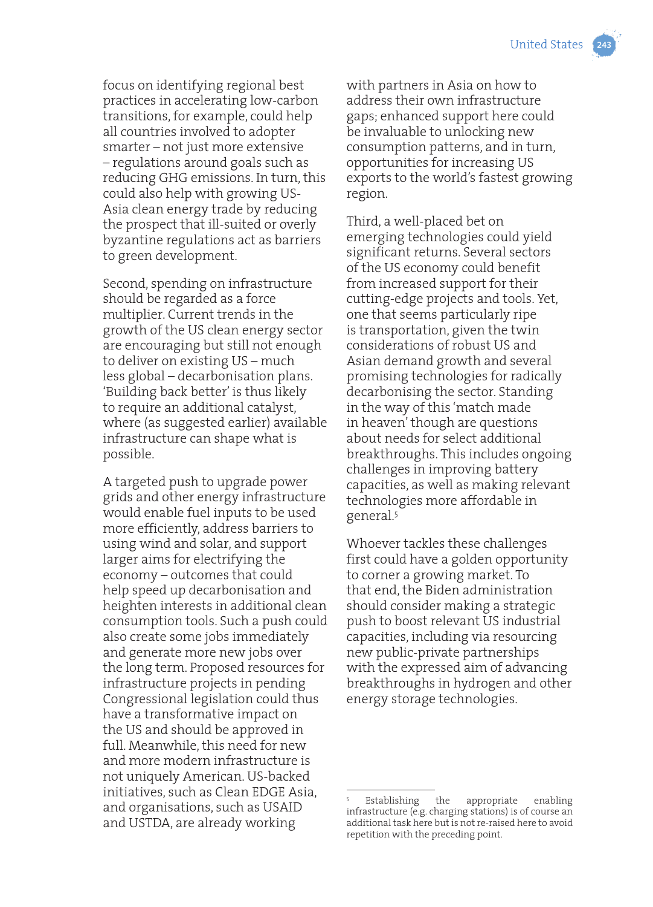focus on identifying regional best practices in accelerating low-carbon transitions, for example, could help all countries involved to adopter smarter – not just more extensive – regulations around goals such as reducing GHG emissions. In turn, this could also help with growing US-Asia clean energy trade by reducing the prospect that ill-suited or overly byzantine regulations act as barriers to green development.

Second, spending on infrastructure should be regarded as a force multiplier. Current trends in the growth of the US clean energy sector are encouraging but still not enough to deliver on existing US – much less global – decarbonisation plans. 'Building back better' is thus likely to require an additional catalyst, where (as suggested earlier) available infrastructure can shape what is possible.

A targeted push to upgrade power grids and other energy infrastructure would enable fuel inputs to be used more efficiently, address barriers to using wind and solar, and support larger aims for electrifying the economy – outcomes that could help speed up decarbonisation and heighten interests in additional clean consumption tools. Such a push could also create some jobs immediately and generate more new jobs over the long term. Proposed resources for infrastructure projects in pending Congressional legislation could thus have a transformative impact on the US and should be approved in full. Meanwhile, this need for new and more modern infrastructure is not uniquely American. US-backed initiatives, such as Clean EDGE Asia, and organisations, such as USAID and USTDA, are already working with partners in Asia on how to address their own infrastructure gaps; enhanced support here could be invaluable to unlocking new consumption patterns, and in turn, opportunities for increasing US exports to the world's fastest growing region.

Third, a well-placed bet on emerging technologies could yield significant returns. Several sectors of the US economy could benefit from increased support for their cutting-edge projects and tools. Yet, one that seems particularly ripe is transportation, given the twin considerations of robust US and Asian demand growth and several promising technologies for radically decarbonising the sector. Standing in the way of this 'match made in heaven' though are questions about needs for select additional breakthroughs. This includes ongoing challenges in improving battery capacities, as well as making relevant technologies more affordable in general.[5]

Whoever tackles these challenges first could have a golden opportunity to corner a growing market. To that end, the Biden administration should consider making a strategic push to boost relevant US industrial capacities, including via resourcing new public-private partnerships with the expressed aim of advancing breakthroughs in hydrogen and other energy storage technologies.

---

[5] Establishing the appropriate enabling infrastructure (e.g. charging stations) is of course an additional task here but is not re-raised here to avoid repetition with the preceding point.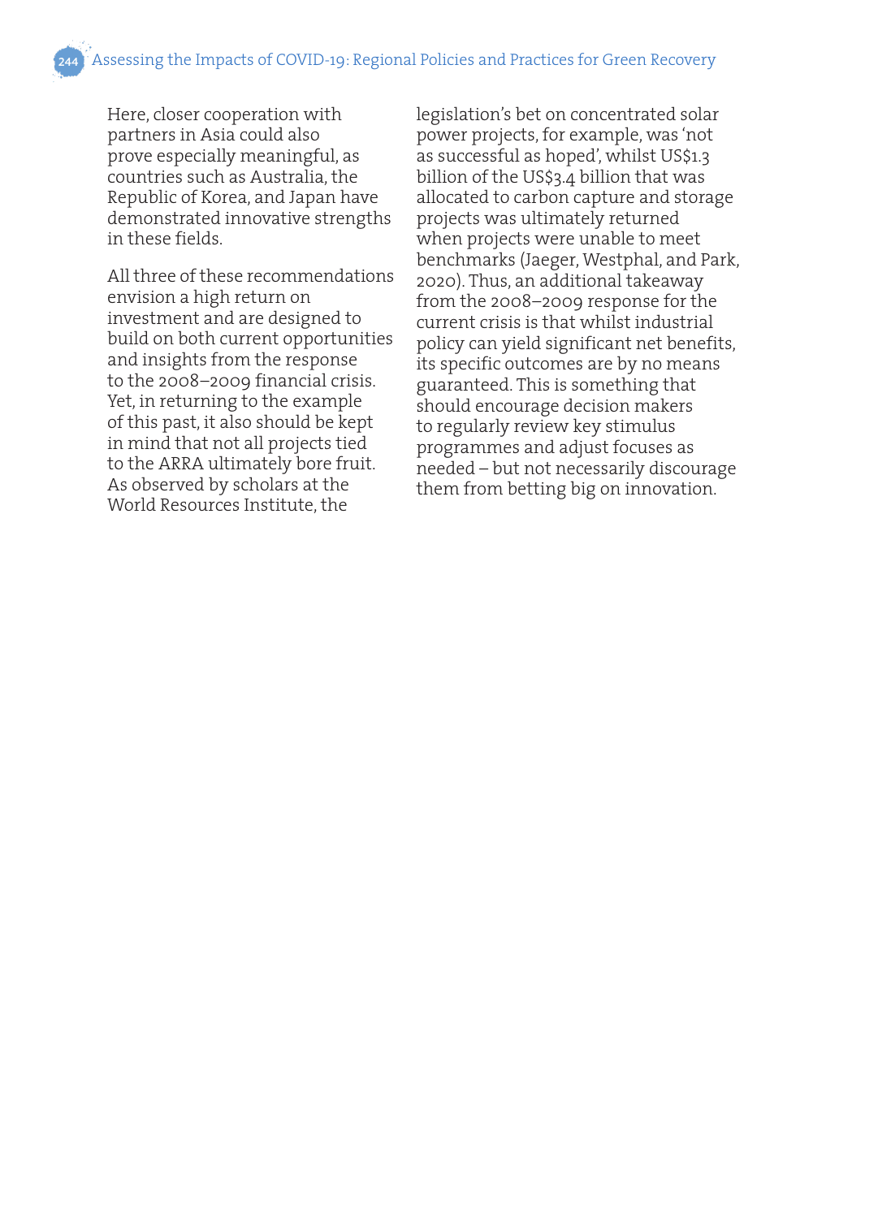Here, closer cooperation with partners in Asia could also prove especially meaningful, as countries such as Australia, the Republic of Korea, and Japan have demonstrated innovative strengths in these fields.

All three of these recommendations envision a high return on investment and are designed to build on both current opportunities and insights from the response to the 2008–2009 financial crisis. Yet, in returning to the example of this past, it also should be kept in mind that not all projects tied to the ARRA ultimately bore fruit. As observed by scholars at the World Resources Institute, the legislation's bet on concentrated solar power projects, for example, was 'not as successful as hoped', whilst US$1.3 billion of the US$3.4 billion that was allocated to carbon capture and storage projects was ultimately returned when projects were unable to meet benchmarks (Jaeger, Westphal, and Park, 2020). Thus, an additional takeaway from the 2008–2009 response for the current crisis is that whilst industrial policy can yield significant net benefits, its specific outcomes are by no means guaranteed. This is something that should encourage decision makers to regularly review key stimulus programmes and adjust focuses as needed – but not necessarily discourage them from betting big on innovation.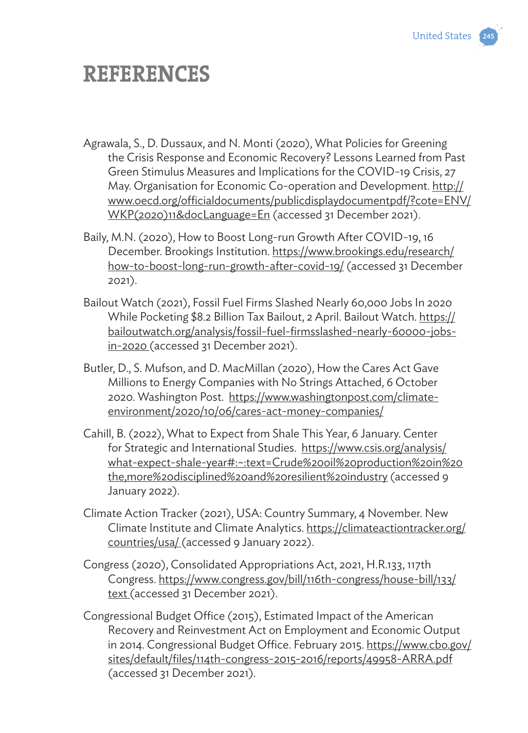# REFERENCES

Agrawala, S., D. Dussaux, and N. Monti (2020), What Policies for Greening the Crisis Response and Economic Recovery? Lessons Learned from Past Green Stimulus Measures and Implications for the COVID-19 Crisis, 27 May. Organisation for Economic Co-operation and Development. http://www.oecd.org/officialdocuments/publicdisplaydocumentpdf/?cote=ENV/WKP(2020)11&docLanguage=En (accessed 31 December 2021).

Baily, M.N. (2020), How to Boost Long-run Growth After COVID-19, 16 December. Brookings Institution. https://www.brookings.edu/research/how-to-boost-long-run-growth-after-covid-19/ (accessed 31 December 2021).

Bailout Watch (2021), Fossil Fuel Firms Slashed Nearly 60,000 Jobs In 2020 While Pocketing $8.2 Billion Tax Bailout, 2 April. Bailout Watch. https://bailoutwatch.org/analysis/fossil-fuel-firmsslashed-nearly-60000-jobs-in-2020 (accessed 31 December 2021).

Butler, D., S. Mufson, and D. MacMillan (2020), How the Cares Act Gave Millions to Energy Companies with No Strings Attached, 6 October 2020. Washington Post. https://www.washingtonpost.com/climate-environment/2020/10/06/cares-act-money-companies/

Cahill, B. (2022), What to Expect from Shale This Year, 6 January. Center for Strategic and International Studies. https://www.csis.org/analysis/what-expect-shale-year#:~:text=Crude%20oil%20production%20in%20the,more%20disciplined%20and%20resilient%20industry (accessed 9 January 2022).

Climate Action Tracker (2021), USA: Country Summary, 4 November. New Climate Institute and Climate Analytics. https://climateactiontracker.org/countries/usa/ (accessed 9 January 2022).

Congress (2020), Consolidated Appropriations Act, 2021, H.R.133, 117th Congress. https://www.congress.gov/bill/116th-congress/house-bill/133/text (accessed 31 December 2021).

Congressional Budget Office (2015), Estimated Impact of the American Recovery and Reinvestment Act on Employment and Economic Output in 2014. Congressional Budget Office. February 2015. https://www.cbo.gov/sites/default/files/114th-congress-2015-2016/reports/49958-ARRA.pdf (accessed 31 December 2021).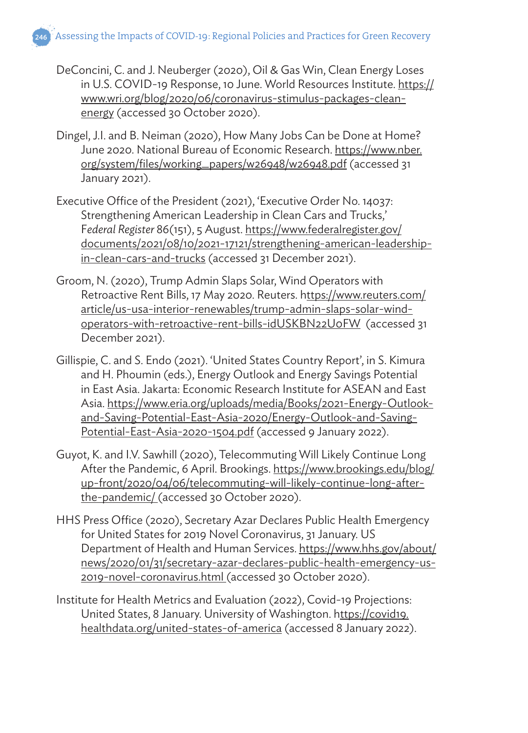DeConcini, C. and J. Neuberger (2020), Oil & Gas Win, Clean Energy Loses in U.S. COVID-19 Response, 10 June. World Resources Institute. https://www.wri.org/blog/2020/06/coronavirus-stimulus-packages-clean-energy (accessed 30 October 2020).

Dingel, J.I. and B. Neiman (2020), How Many Jobs Can be Done at Home? June 2020. National Bureau of Economic Research. https://www.nber.org/system/files/working_papers/w26948/w26948.pdf (accessed 31 January 2021).

Executive Office of the President (2021), 'Executive Order No. 14037: Strengthening American Leadership in Clean Cars and Trucks,' *Federal Register* 86(151), 5 August. https://www.federalregister.gov/documents/2021/08/10/2021-17121/strengthening-american-leadership-in-clean-cars-and-trucks (accessed 31 December 2021).

Groom, N. (2020), Trump Admin Slaps Solar, Wind Operators with Retroactive Rent Bills, 17 May 2020. Reuters. https://www.reuters.com/article/us-usa-interior-renewables/trump-admin-slaps-solar-wind-operators-with-retroactive-rent-bills-idUSKBN22U0FW (accessed 31 December 2021).

Gillispie, C. and S. Endo (2021). 'United States Country Report', in S. Kimura and H. Phoumin (eds.), Energy Outlook and Energy Savings Potential in East Asia. Jakarta: Economic Research Institute for ASEAN and East Asia. https://www.eria.org/uploads/media/Books/2021-Energy-Outlook-and-Saving-Potential-East-Asia-2020/Energy-Outlook-and-Saving-Potential-East-Asia-2020-1504.pdf (accessed 9 January 2022).

Guyot, K. and I.V. Sawhill (2020), Telecommuting Will Likely Continue Long After the Pandemic, 6 April. Brookings. https://www.brookings.edu/blog/up-front/2020/04/06/telecommuting-will-likely-continue-long-after-the-pandemic/ (accessed 30 October 2020).

HHS Press Office (2020), Secretary Azar Declares Public Health Emergency for United States for 2019 Novel Coronavirus, 31 January. US Department of Health and Human Services. https://www.hhs.gov/about/news/2020/01/31/secretary-azar-declares-public-health-emergency-us-2019-novel-coronavirus.html (accessed 30 October 2020).

Institute for Health Metrics and Evaluation (2022), Covid-19 Projections: United States, 8 January. University of Washington. https://covid19.healthdata.org/united-states-of-america (accessed 8 January 2022).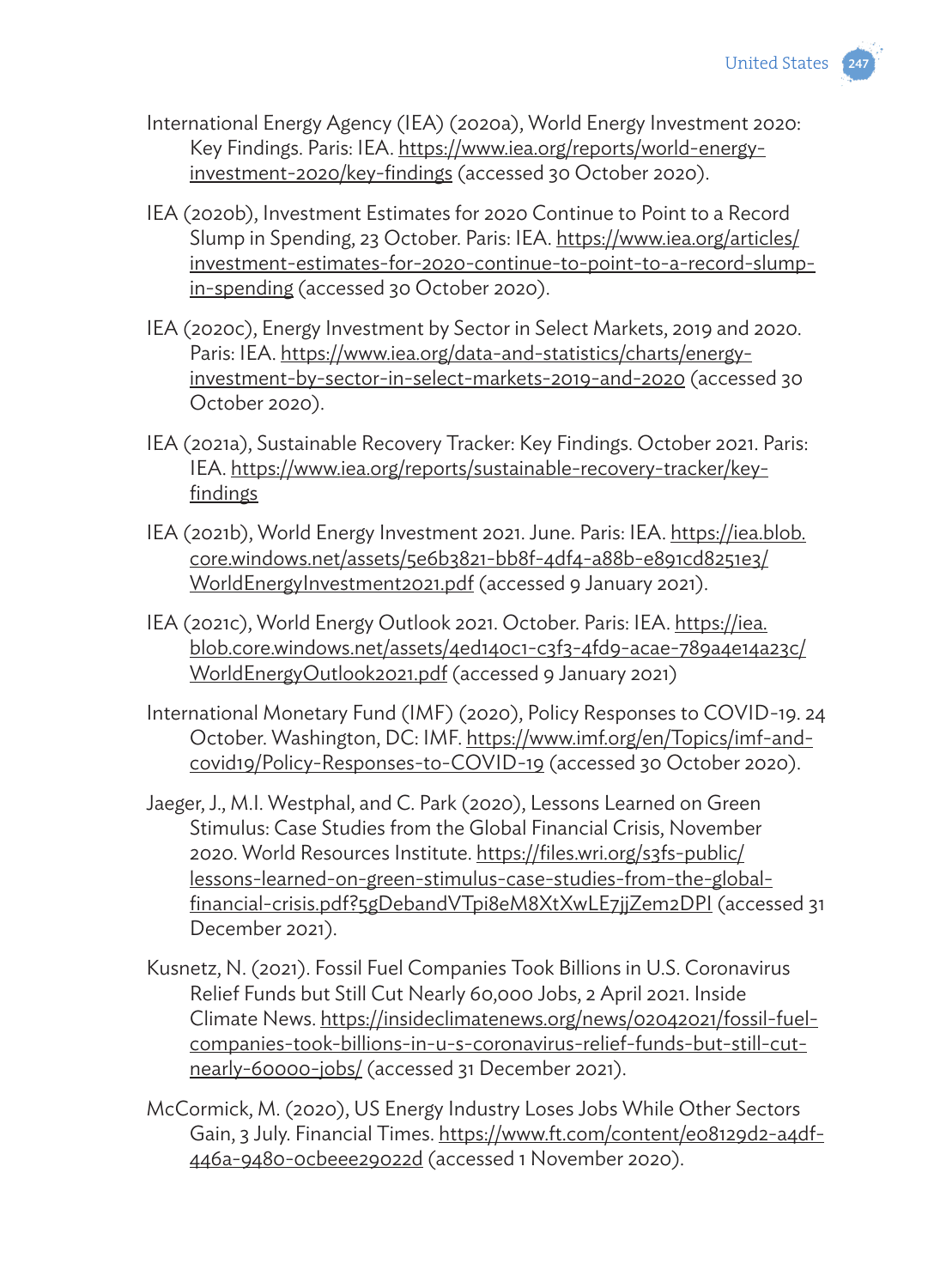International Energy Agency (IEA) (2020a), World Energy Investment 2020: Key Findings. Paris: IEA. https://www.iea.org/reports/world-energy-investment-2020/key-findings (accessed 30 October 2020).

IEA (2020b), Investment Estimates for 2020 Continue to Point to a Record Slump in Spending, 23 October. Paris: IEA. https://www.iea.org/articles/investment-estimates-for-2020-continue-to-point-to-a-record-slump-in-spending (accessed 30 October 2020).

IEA (2020c), Energy Investment by Sector in Select Markets, 2019 and 2020. Paris: IEA. https://www.iea.org/data-and-statistics/charts/energy-investment-by-sector-in-select-markets-2019-and-2020 (accessed 30 October 2020).

IEA (2021a), Sustainable Recovery Tracker: Key Findings. October 2021. Paris: IEA. https://www.iea.org/reports/sustainable-recovery-tracker/key-findings

IEA (2021b), World Energy Investment 2021. June. Paris: IEA. https://iea.blob.core.windows.net/assets/5e6b3821-bb8f-4df4-a88b-e891cd8251e3/WorldEnergyInvestment2021.pdf (accessed 9 January 2021).

IEA (2021c), World Energy Outlook 2021. October. Paris: IEA. https://iea.blob.core.windows.net/assets/4ed140c1-c3f3-4fd9-acae-789a4e14a23c/WorldEnergyOutlook2021.pdf (accessed 9 January 2021)

International Monetary Fund (IMF) (2020), Policy Responses to COVID-19. 24 October. Washington, DC: IMF. https://www.imf.org/en/Topics/imf-and-covid19/Policy-Responses-to-COVID-19 (accessed 30 October 2020).

Jaeger, J., M.I. Westphal, and C. Park (2020), Lessons Learned on Green Stimulus: Case Studies from the Global Financial Crisis, November 2020. World Resources Institute. https://files.wri.org/s3fs-public/lessons-learned-on-green-stimulus-case-studies-from-the-global-financial-crisis.pdf?5gDebandVTpi8eM8XtXwLE7jjZem2DPI (accessed 31 December 2021).

Kusnetz, N. (2021). Fossil Fuel Companies Took Billions in U.S. Coronavirus Relief Funds but Still Cut Nearly 60,000 Jobs, 2 April 2021. Inside Climate News. https://insideclimatenews.org/news/02042021/fossil-fuel-companies-took-billions-in-u-s-coronavirus-relief-funds-but-still-cut-nearly-60000-jobs/ (accessed 31 December 2021).

McCormick, M. (2020), US Energy Industry Loses Jobs While Other Sectors Gain, 3 July. Financial Times. https://www.ft.com/content/e08129d2-a4df-446a-9480-0cbeee29022d (accessed 1 November 2020).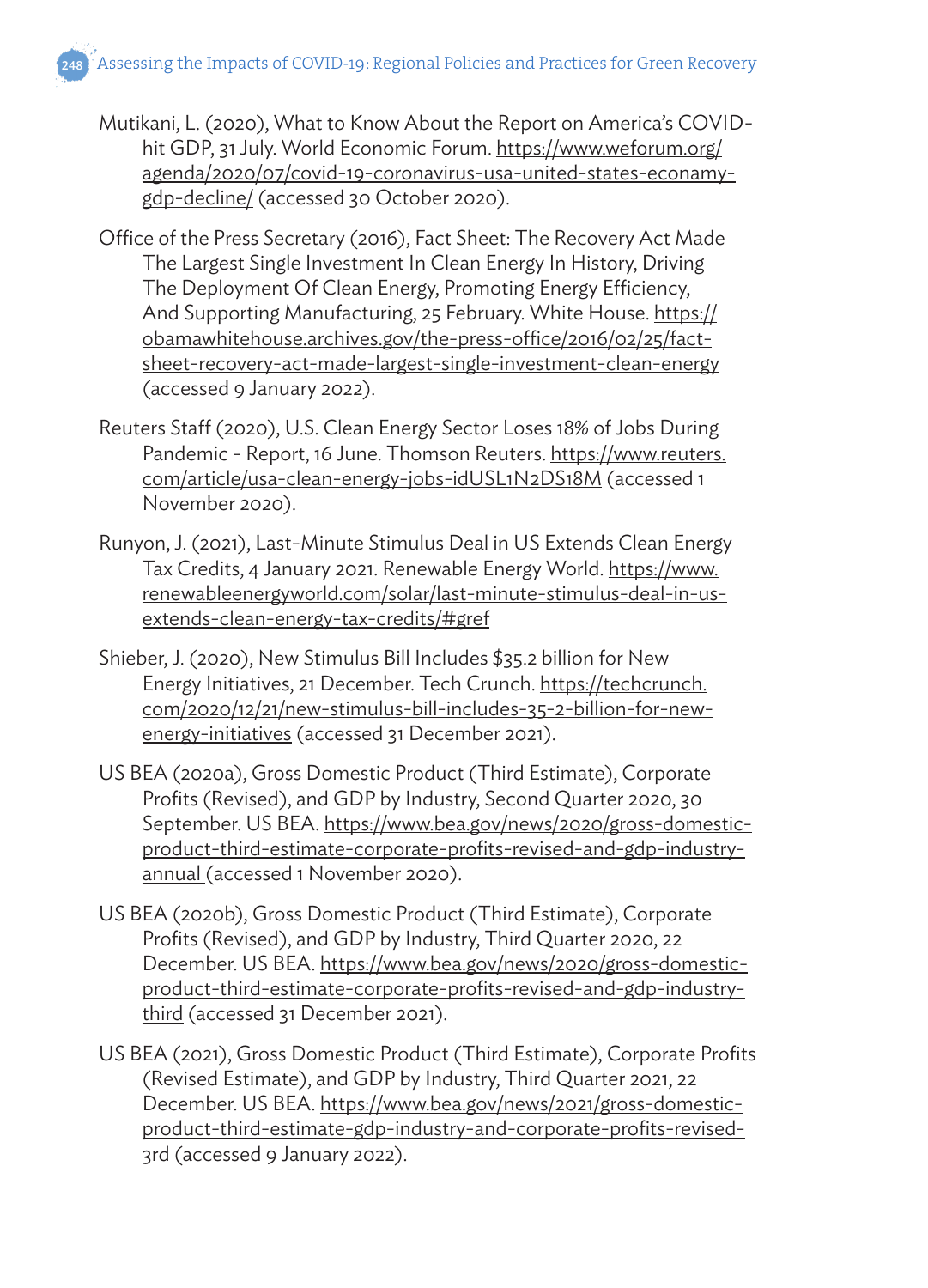Mutikani, L. (2020), What to Know About the Report on America's COVID-hit GDP, 31 July. World Economic Forum. https://www.weforum.org/agenda/2020/07/covid-19-coronavirus-usa-united-states-econamy-gdp-decline/ (accessed 30 October 2020).

Office of the Press Secretary (2016), Fact Sheet: The Recovery Act Made The Largest Single Investment In Clean Energy In History, Driving The Deployment Of Clean Energy, Promoting Energy Efficiency, And Supporting Manufacturing, 25 February. White House. https://obamawhitehouse.archives.gov/the-press-office/2016/02/25/fact-sheet-recovery-act-made-largest-single-investment-clean-energy (accessed 9 January 2022).

Reuters Staff (2020), U.S. Clean Energy Sector Loses 18% of Jobs During Pandemic - Report, 16 June. Thomson Reuters. https://www.reuters.com/article/usa-clean-energy-jobs-idUSL1N2DS18M (accessed 1 November 2020).

Runyon, J. (2021), Last-Minute Stimulus Deal in US Extends Clean Energy Tax Credits, 4 January 2021. Renewable Energy World. https://www.renewableenergyworld.com/solar/last-minute-stimulus-deal-in-us-extends-clean-energy-tax-credits/#gref

Shieber, J. (2020), New Stimulus Bill Includes $35.2 billion for New Energy Initiatives, 21 December. Tech Crunch. https://techcrunch.com/2020/12/21/new-stimulus-bill-includes-35-2-billion-for-new-energy-initiatives (accessed 31 December 2021).

US BEA (2020a), Gross Domestic Product (Third Estimate), Corporate Profits (Revised), and GDP by Industry, Second Quarter 2020, 30 September. US BEA. https://www.bea.gov/news/2020/gross-domestic-product-third-estimate-corporate-profits-revised-and-gdp-industry-annual (accessed 1 November 2020).

US BEA (2020b), Gross Domestic Product (Third Estimate), Corporate Profits (Revised), and GDP by Industry, Third Quarter 2020, 22 December. US BEA. https://www.bea.gov/news/2020/gross-domestic-product-third-estimate-corporate-profits-revised-and-gdp-industry-third (accessed 31 December 2021).

US BEA (2021), Gross Domestic Product (Third Estimate), Corporate Profits (Revised Estimate), and GDP by Industry, Third Quarter 2021, 22 December. US BEA. https://www.bea.gov/news/2021/gross-domestic-product-third-estimate-gdp-industry-and-corporate-profits-revised-3rd (accessed 9 January 2022).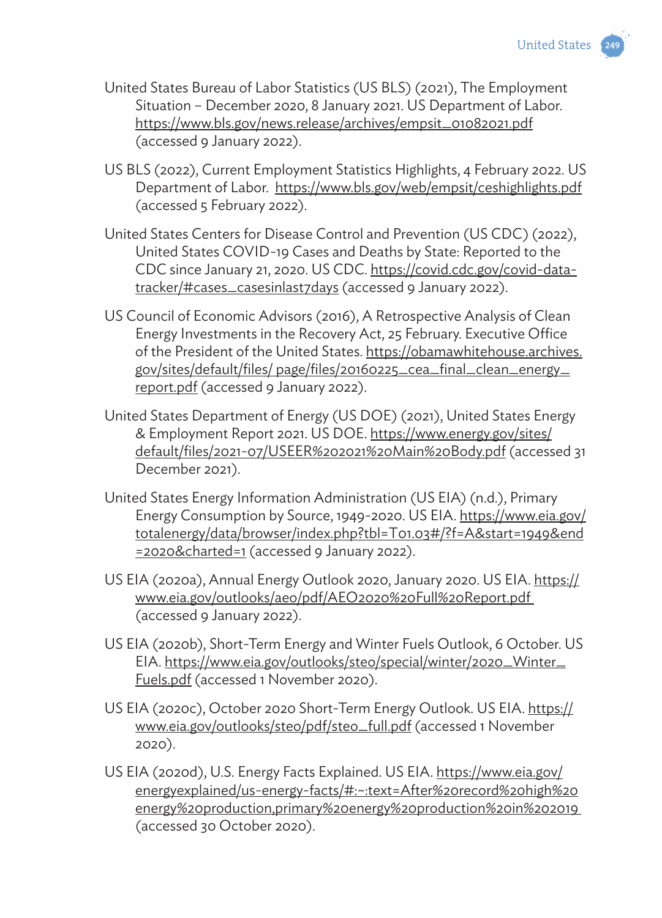United States Bureau of Labor Statistics (US BLS) (2021), The Employment Situation – December 2020, 8 January 2021. US Department of Labor. https://www.bls.gov/news.release/archives/empsit_01082021.pdf (accessed 9 January 2022).

US BLS (2022), Current Employment Statistics Highlights, 4 February 2022. US Department of Labor. https://www.bls.gov/web/empsit/ceshighlights.pdf (accessed 5 February 2022).

United States Centers for Disease Control and Prevention (US CDC) (2022), United States COVID-19 Cases and Deaths by State: Reported to the CDC since January 21, 2020. US CDC. https://covid.cdc.gov/covid-data-tracker/#cases_casesinlast7days (accessed 9 January 2022).

US Council of Economic Advisors (2016), A Retrospective Analysis of Clean Energy Investments in the Recovery Act, 25 February. Executive Office of the President of the United States. https://obamawhitehouse.archives.gov/sites/default/files/ page/files/20160225_cea_final_clean_energy_report.pdf (accessed 9 January 2022).

United States Department of Energy (US DOE) (2021), United States Energy & Employment Report 2021. US DOE. https://www.energy.gov/sites/default/files/2021-07/USEER%202021%20Main%20Body.pdf (accessed 31 December 2021).

United States Energy Information Administration (US EIA) (n.d.), Primary Energy Consumption by Source, 1949-2020. US EIA. https://www.eia.gov/totalenergy/data/browser/index.php?tbl=T01.03#/?f=A&start=1949&end=2020&charted=1 (accessed 9 January 2022).

US EIA (2020a), Annual Energy Outlook 2020, January 2020. US EIA. https://www.eia.gov/outlooks/aeo/pdf/AEO2020%20Full%20Report.pdf (accessed 9 January 2022).

US EIA (2020b), Short-Term Energy and Winter Fuels Outlook, 6 October. US EIA. https://www.eia.gov/outlooks/steo/special/winter/2020_Winter_Fuels.pdf (accessed 1 November 2020).

US EIA (2020c), October 2020 Short-Term Energy Outlook. US EIA. https://www.eia.gov/outlooks/steo/pdf/steo_full.pdf (accessed 1 November 2020).

US EIA (2020d), U.S. Energy Facts Explained. US EIA. https://www.eia.gov/energyexplained/us-energy-facts/#:~:text=After%20record%20high%20energy%20production,primary%20energy%20production%20in%202019 (accessed 30 October 2020).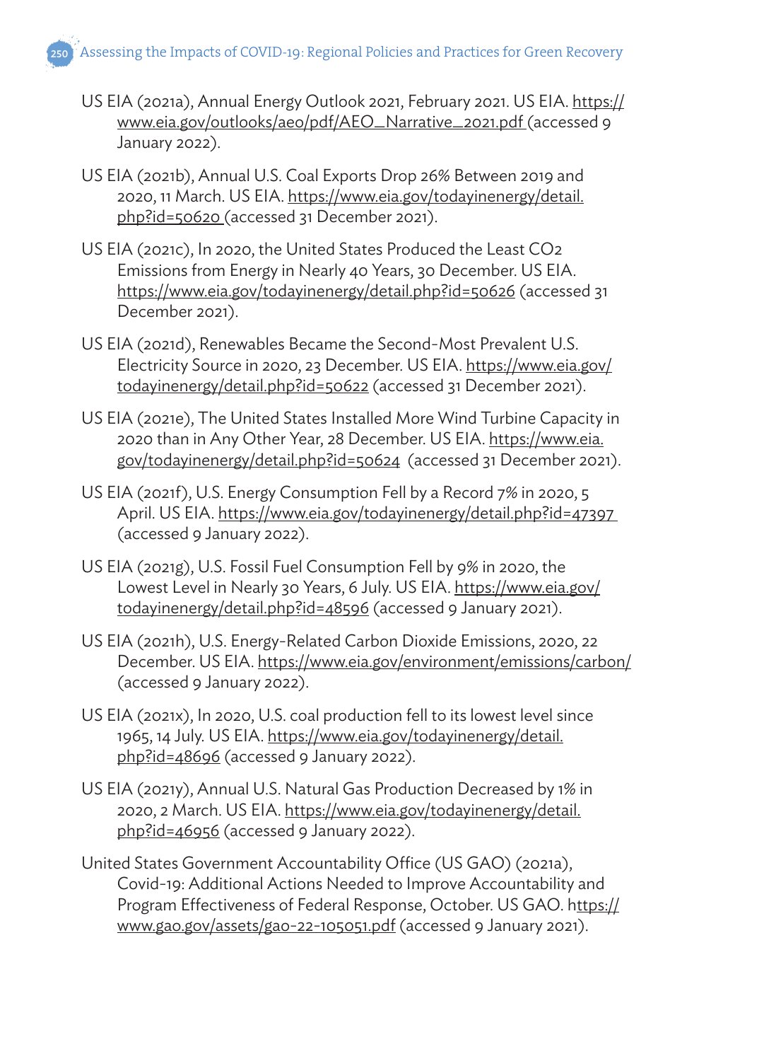US EIA (2021a), Annual Energy Outlook 2021, February 2021. US EIA. https://www.eia.gov/outlooks/aeo/pdf/AEO_Narrative_2021.pdf (accessed 9 January 2022).

US EIA (2021b), Annual U.S. Coal Exports Drop 26% Between 2019 and 2020, 11 March. US EIA. https://www.eia.gov/todayinenergy/detail.php?id=50620 (accessed 31 December 2021).

US EIA (2021c), In 2020, the United States Produced the Least CO2 Emissions from Energy in Nearly 40 Years, 30 December. US EIA. https://www.eia.gov/todayinenergy/detail.php?id=50626 (accessed 31 December 2021).

US EIA (2021d), Renewables Became the Second-Most Prevalent U.S. Electricity Source in 2020, 23 December. US EIA. https://www.eia.gov/todayinenergy/detail.php?id=50622 (accessed 31 December 2021).

US EIA (2021e), The United States Installed More Wind Turbine Capacity in 2020 than in Any Other Year, 28 December. US EIA. https://www.eia.gov/todayinenergy/detail.php?id=50624 (accessed 31 December 2021).

US EIA (2021f), U.S. Energy Consumption Fell by a Record 7% in 2020, 5 April. US EIA. https://www.eia.gov/todayinenergy/detail.php?id=47397 (accessed 9 January 2022).

US EIA (2021g), U.S. Fossil Fuel Consumption Fell by 9% in 2020, the Lowest Level in Nearly 30 Years, 6 July. US EIA. https://www.eia.gov/todayinenergy/detail.php?id=48596 (accessed 9 January 2021).

US EIA (2021h), U.S. Energy-Related Carbon Dioxide Emissions, 2020, 22 December. US EIA. https://www.eia.gov/environment/emissions/carbon/ (accessed 9 January 2022).

US EIA (2021x), In 2020, U.S. coal production fell to its lowest level since 1965, 14 July. US EIA. https://www.eia.gov/todayinenergy/detail.php?id=48696 (accessed 9 January 2022).

US EIA (2021y), Annual U.S. Natural Gas Production Decreased by 1% in 2020, 2 March. US EIA. https://www.eia.gov/todayinenergy/detail.php?id=46956 (accessed 9 January 2022).

United States Government Accountability Office (US GAO) (2021a), Covid-19: Additional Actions Needed to Improve Accountability and Program Effectiveness of Federal Response, October. US GAO. https://www.gao.gov/assets/gao-22-105051.pdf (accessed 9 January 2021).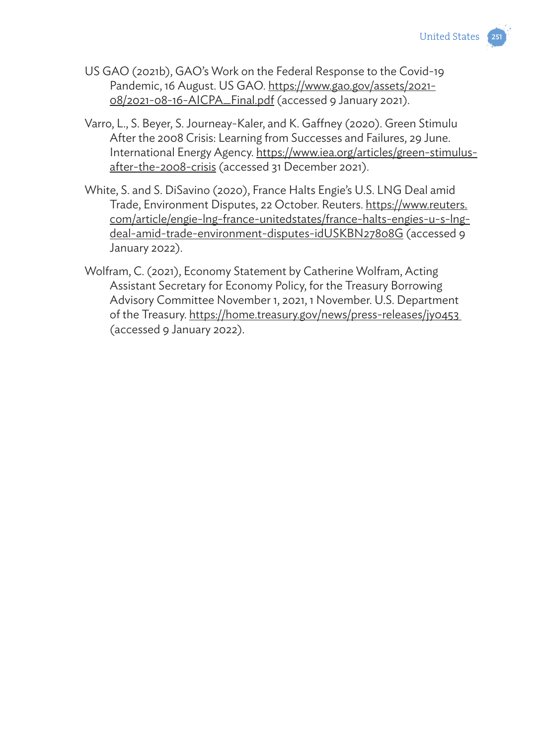US GAO (2021b), GAO's Work on the Federal Response to the Covid-19 Pandemic, 16 August. US GAO. https://www.gao.gov/assets/2021-08/2021-08-16-AICPA_Final.pdf (accessed 9 January 2021).

Varro, L., S. Beyer, S. Journeay-Kaler, and K. Gaffney (2020). Green Stimulu After the 2008 Crisis: Learning from Successes and Failures, 29 June. International Energy Agency. https://www.iea.org/articles/green-stimulus-after-the-2008-crisis (accessed 31 December 2021).

White, S. and S. DiSavino (2020), France Halts Engie's U.S. LNG Deal amid Trade, Environment Disputes, 22 October. Reuters. https://www.reuters.com/article/engie-lng-france-unitedstates/france-halts-engies-u-s-lng-deal-amid-trade-environment-disputes-idUSKBN27808G (accessed 9 January 2022).

Wolfram, C. (2021), Economy Statement by Catherine Wolfram, Acting Assistant Secretary for Economy Policy, for the Treasury Borrowing Advisory Committee November 1, 2021, 1 November. U.S. Department of the Treasury. https://home.treasury.gov/news/press-releases/jy0453 (accessed 9 January 2022).